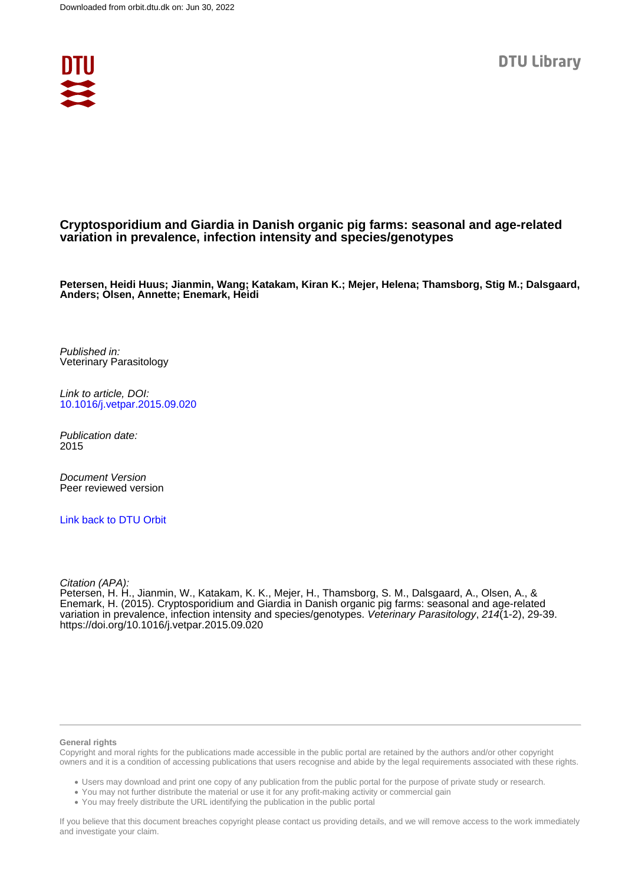Downloaded from orbit.dtu.dk on: Jun 30, 2022

DTU Library

# Cryptosporidium and Giardia in Danish organic pig farms: seasonal and age-related variation in prevalence, infection intensity and species/genotypes

**Petersen, Heidi Huus; Jianmin, Wang; Katakam, Kiran K.; Mejer, Helena; Thamsborg, Stig M.; Dalsgaard, Anders; Olsen, Annette; Enemark, Heidi**

*Published in:*
Veterinary Parasitology

*Link to article, DOI:*
10.1016/j.vetpar.2015.09.020

*Publication date:*
2015

*Document Version*
Peer reviewed version

Link back to DTU Orbit

*Citation (APA):*
Petersen, H. H., Jianmin, W., Katakam, K. K., Mejer, H., Thamsborg, S. M., Dalsgaard, A., Olsen, A., & Enemark, H. (2015). Cryptosporidium and Giardia in Danish organic pig farms: seasonal and age-related variation in prevalence, infection intensity and species/genotypes. *Veterinary Parasitology*, *214*(1-2), 29-39. https://doi.org/10.1016/j.vetpar.2015.09.020

**General rights**

Copyright and moral rights for the publications made accessible in the public portal are retained by the authors and/or other copyright owners and it is a condition of accessing publications that users recognise and abide by the legal requirements associated with these rights.

- Users may download and print one copy of any publication from the public portal for the purpose of private study or research.
- You may not further distribute the material or use it for any profit-making activity or commercial gain
- You may freely distribute the URL identifying the publication in the public portal

If you believe that this document breaches copyright please contact us providing details, and we will remove access to the work immediately and investigate your claim.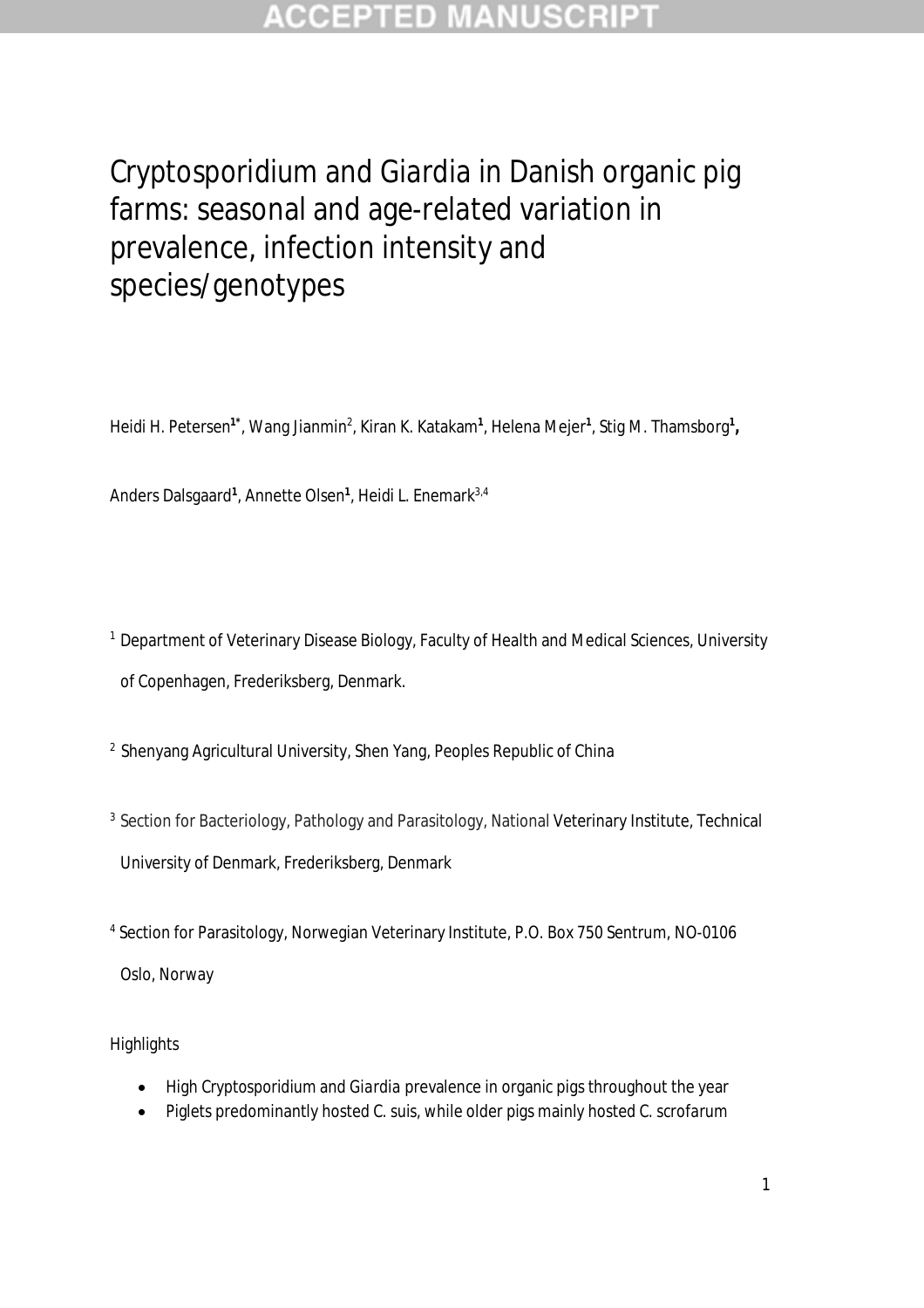# Cryptosporidium and Giardia in Danish organic pig farms: seasonal and age-related variation in prevalence, infection intensity and species/genotypes

Heidi H. Petersen[1*], Wang Jianmin[2], Kiran K. Katakam[1], Helena Mejer[1], Stig M. Thamsborg[1],

Anders Dalsgaard[1], Annette Olsen[1], Heidi L. Enemark[3,4]

[1] Department of Veterinary Disease Biology, Faculty of Health and Medical Sciences, University of Copenhagen, Frederiksberg, Denmark.

[2] Shenyang Agricultural University, Shen Yang, Peoples Republic of China

[3] Section for Bacteriology, Pathology and Parasitology, National Veterinary Institute, Technical University of Denmark, Frederiksberg, Denmark

[4] Section for Parasitology, Norwegian Veterinary Institute, P.O. Box 750 Sentrum, NO-0106 Oslo, Norway

Highlights

- High Cryptosporidium and Giardia prevalence in organic pigs throughout the year
- Piglets predominantly hosted C. suis, while older pigs mainly hosted C. scrofarum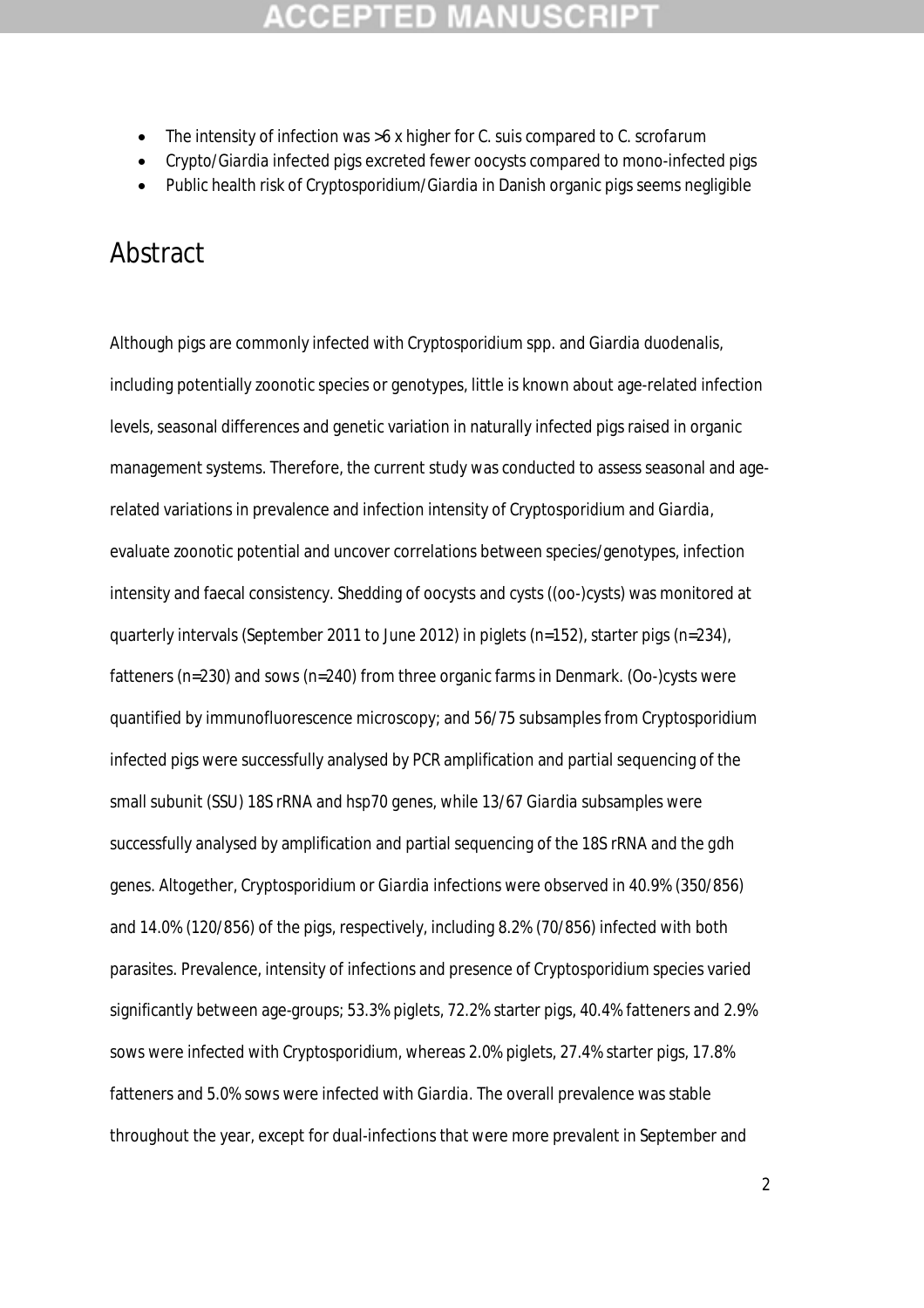- The intensity of infection was >6 x higher for *C. suis* compared to *C. scrofarum*
- *Crypto/Giardia* infected pigs excreted fewer oocysts compared to mono-infected pigs
- Public health risk of *Cryptosporidium/Giardia* in Danish organic pigs seems negligible

# Abstract

Although pigs are commonly infected with *Cryptosporidium* spp. and *Giardia duodenalis*, including potentially zoonotic species or genotypes, little is known about age-related infection levels, seasonal differences and genetic variation in naturally infected pigs raised in organic management systems. Therefore, the current study was conducted to assess seasonal and age-related variations in prevalence and infection intensity of *Cryptosporidium* and *Giardia*, evaluate zoonotic potential and uncover correlations between species/genotypes, infection intensity and faecal consistency. Shedding of oocysts and cysts ((oo-)cysts) was monitored at quarterly intervals (September 2011 to June 2012) in piglets (n=152), starter pigs (n=234), fatteners (n=230) and sows (n=240) from three organic farms in Denmark. (Oo-)cysts were quantified by immunofluorescence microscopy; and 56/75 subsamples from *Cryptosporidium* infected pigs were successfully analysed by PCR amplification and partial sequencing of the small subunit (SSU) 18S rRNA and hsp70 genes, while 13/67 *Giardia* subsamples were successfully analysed by amplification and partial sequencing of the 18S rRNA and the gdh genes. Altogether, *Cryptosporidium* or *Giardia* infections were observed in 40.9% (350/856) and 14.0% (120/856) of the pigs, respectively, including 8.2% (70/856) infected with both parasites. Prevalence, intensity of infections and presence of *Cryptosporidium* species varied significantly between age-groups; 53.3% piglets, 72.2% starter pigs, 40.4% fatteners and 2.9% sows were infected with *Cryptosporidium*, whereas 2.0% piglets, 27.4% starter pigs, 17.8% fatteners and 5.0% sows were infected with *Giardia*. The overall prevalence was stable throughout the year, except for dual-infections that were more prevalent in September and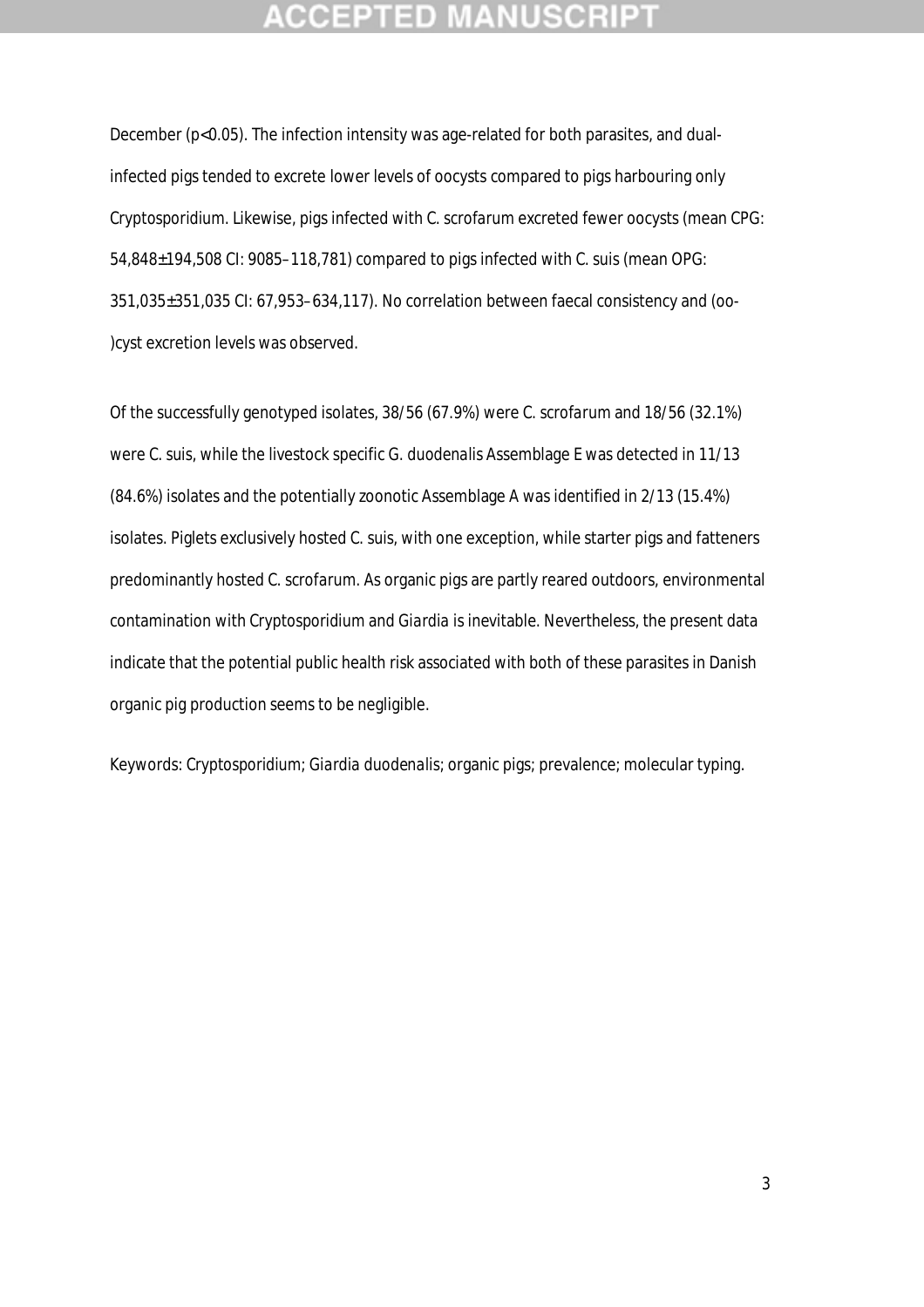December ($p<0.05$). The infection intensity was age-related for both parasites, and dual-infected pigs tended to excrete lower levels of oocysts compared to pigs harbouring only Cryptosporidium. Likewise, pigs infected with C. scrofarum excreted fewer oocysts (mean CPG: 54,848±194,508 CI: 9085–118,781) compared to pigs infected with C. suis (mean OPG: 351,035±351,035 CI: 67,953–634,117). No correlation between faecal consistency and (oo-)cyst excretion levels was observed.

Of the successfully genotyped isolates, 38/56 (67.9%) were C. scrofarum and 18/56 (32.1%) were C. suis, while the livestock specific G. duodenalis Assemblage E was detected in 11/13 (84.6%) isolates and the potentially zoonotic Assemblage A was identified in 2/13 (15.4%) isolates. Piglets exclusively hosted C. suis, with one exception, while starter pigs and fatteners predominantly hosted C. scrofarum. As organic pigs are partly reared outdoors, environmental contamination with Cryptosporidium and Giardia is inevitable. Nevertheless, the present data indicate that the potential public health risk associated with both of these parasites in Danish organic pig production seems to be negligible.

Keywords: Cryptosporidium; Giardia duodenalis; organic pigs; prevalence; molecular typing.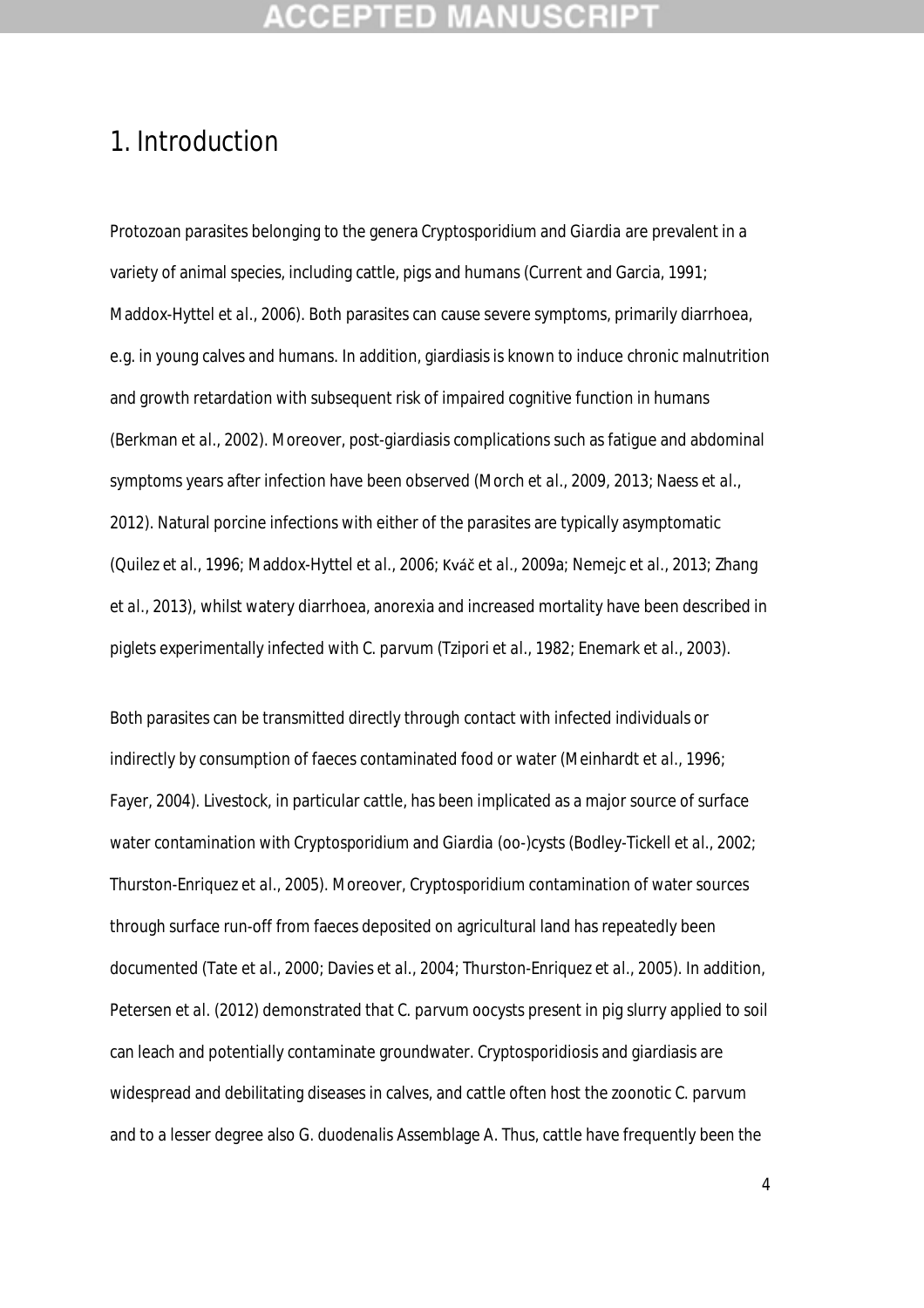# 1. Introduction

Protozoan parasites belonging to the genera *Cryptosporidium* and *Giardia* are prevalent in a variety of animal species, including cattle, pigs and humans (Current and Garcia, 1991; Maddox-Hyttel *et al.*, 2006). Both parasites can cause severe symptoms, primarily diarrhoea, e.g. in young calves and humans. In addition, giardiasis is known to induce chronic malnutrition and growth retardation with subsequent risk of impaired cognitive function in humans (Berkman *et al.*, 2002). Moreover, post-giardiasis complications such as fatigue and abdominal symptoms years after infection have been observed (Morch *et al.*, 2009, 2013; Naess *et al.*, 2012). Natural porcine infections with either of the parasites are typically asymptomatic (Quilez *et al.*, 1996; Maddox-Hyttel *et al.*, 2006; Kváč *et al.*, 2009a; Nemejc *et al.*, 2013; Zhang *et al.*, 2013), whilst watery diarrhoea, anorexia and increased mortality have been described in piglets experimentally infected with *C. parvum* (Tzipori *et al.*, 1982; Enemark *et al.*, 2003).

Both parasites can be transmitted directly through contact with infected individuals or indirectly by consumption of faeces contaminated food or water (Meinhardt *et al.*, 1996; Fayer, 2004). Livestock, in particular cattle, has been implicated as a major source of surface water contamination with *Cryptosporidium* and *Giardia* (oo-)cysts (Bodley-Tickell *et al.*, 2002; Thurston-Enriquez *et al.*, 2005). Moreover, *Cryptosporidium* contamination of water sources through surface run-off from faeces deposited on agricultural land has repeatedly been documented (Tate *et al.*, 2000; Davies *et al.*, 2004; Thurston-Enriquez *et al.*, 2005). In addition, Petersen *et al.* (2012) demonstrated that *C. parvum* oocysts present in pig slurry applied to soil can leach and potentially contaminate groundwater. Cryptosporidiosis and giardiasis are widespread and debilitating diseases in calves, and cattle often host the zoonotic *C. parvum* and to a lesser degree also *G. duodenalis* Assemblage A. Thus, cattle have frequently been the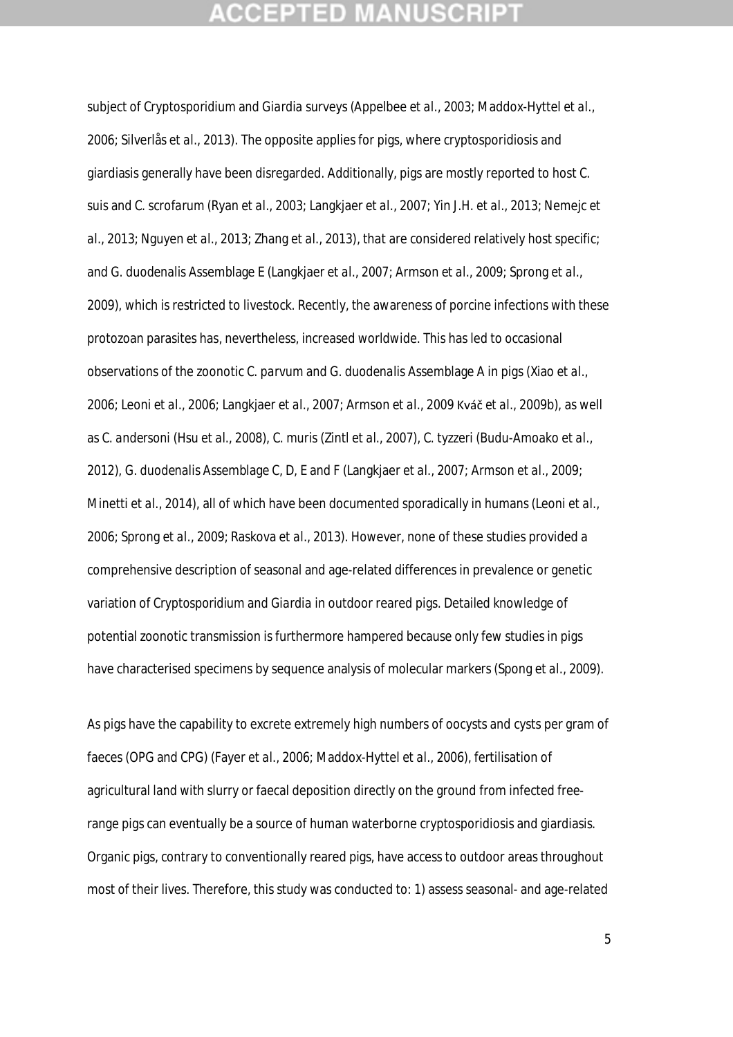subject of *Cryptosporidium* and *Giardia* surveys (Appelbee *et al.*, 2003; Maddox-Hyttel *et al.*, 2006; Silverlås *et al.*, 2013). The opposite applies for pigs, where cryptosporidiosis and giardiasis generally have been disregarded. Additionally, pigs are mostly reported to host *C. suis* and *C. scrofarum* (Ryan *et al.*, 2003; Langkjaer *et al.*, 2007; Yin J.H. *et al.*, 2013; Nemejc *et al.*, 2013; Nguyen *et al.*, 2013; Zhang *et al.*, 2013), that are considered relatively host specific; and *G. duodenalis* Assemblage E (Langkjaer *et al.*, 2007; Armson *et al.*, 2009; Sprong *et al.*, 2009), which is restricted to livestock. Recently, the awareness of porcine infections with these protozoan parasites has, nevertheless, increased worldwide. This has led to occasional observations of the zoonotic *C. parvum* and *G. duodenalis* Assemblage A in pigs (Xiao *et al.*, 2006; Leoni *et al.*, 2006; Langkjaer *et al.*, 2007; Armson *et al.*, 2009 Kváč *et al.*, 2009b), as well as *C. andersoni* (Hsu *et al.*, 2008), *C. muris* (Zintl *et al.*, 2007), *C. tyzzeri* (Budu-Amoako *et al.*, 2012), *G. duodenalis* Assemblage C, D, E and F (Langkjaer *et al.*, 2007; Armson *et al.*, 2009; Minetti *et al.*, 2014), all of which have been documented sporadically in humans (Leoni *et al.*, 2006; Sprong *et al.*, 2009; Raskova *et al.*, 2013). However, none of these studies provided a comprehensive description of seasonal and age-related differences in prevalence or genetic variation of *Cryptosporidium* and *Giardia* in outdoor reared pigs. Detailed knowledge of potential zoonotic transmission is furthermore hampered because only few studies in pigs have characterised specimens by sequence analysis of molecular markers (Spong *et al.*, 2009).

As pigs have the capability to excrete extremely high numbers of oocysts and cysts per gram of faeces (OPG and CPG) (Fayer *et al.*, 2006; Maddox-Hyttel *et al.*, 2006), fertilisation of agricultural land with slurry or faecal deposition directly on the ground from infected free-range pigs can eventually be a source of human waterborne cryptosporidiosis and giardiasis. Organic pigs, contrary to conventionally reared pigs, have access to outdoor areas throughout most of their lives. Therefore, this study was conducted to: 1) assess seasonal- and age-related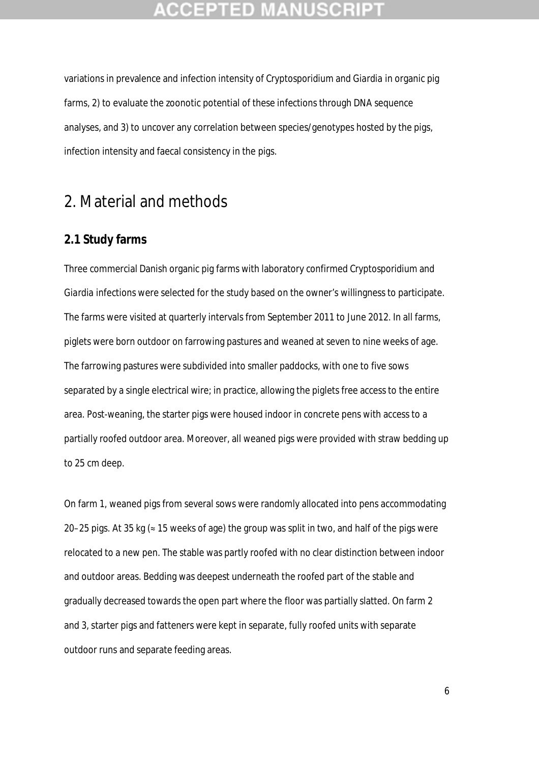variations in prevalence and infection intensity of Cryptosporidium and Giardia in organic pig farms, 2) to evaluate the zoonotic potential of these infections through DNA sequence analyses, and 3) to uncover any correlation between species/genotypes hosted by the pigs, infection intensity and faecal consistency in the pigs.

# 2. Material and methods

## 2.1 Study farms

Three commercial Danish organic pig farms with laboratory confirmed Cryptosporidium and Giardia infections were selected for the study based on the owner's willingness to participate. The farms were visited at quarterly intervals from September 2011 to June 2012. In all farms, piglets were born outdoor on farrowing pastures and weaned at seven to nine weeks of age. The farrowing pastures were subdivided into smaller paddocks, with one to five sows separated by a single electrical wire; in practice, allowing the piglets free access to the entire area. Post-weaning, the starter pigs were housed indoor in concrete pens with access to a partially roofed outdoor area. Moreover, all weaned pigs were provided with straw bedding up to 25 cm deep.

On farm 1, weaned pigs from several sows were randomly allocated into pens accommodating 20–25 pigs. At 35 kg (≈ 15 weeks of age) the group was split in two, and half of the pigs were relocated to a new pen. The stable was partly roofed with no clear distinction between indoor and outdoor areas. Bedding was deepest underneath the roofed part of the stable and gradually decreased towards the open part where the floor was partially slatted. On farm 2 and 3, starter pigs and fatteners were kept in separate, fully roofed units with separate outdoor runs and separate feeding areas.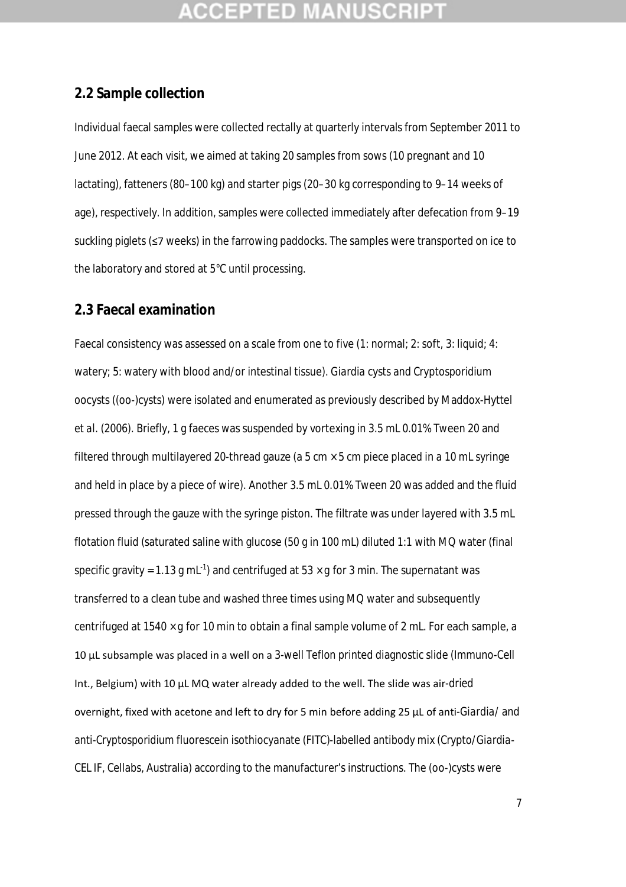## 2.2 Sample collection

Individual faecal samples were collected rectally at quarterly intervals from September 2011 to June 2012. At each visit, we aimed at taking 20 samples from sows (10 pregnant and 10 lactating), fatteners (80–100 kg) and starter pigs (20–30 kg corresponding to 9–14 weeks of age), respectively. In addition, samples were collected immediately after defecation from 9–19 suckling piglets (≤7 weeks) in the farrowing paddocks. The samples were transported on ice to the laboratory and stored at 5°C until processing.

## 2.3 Faecal examination

Faecal consistency was assessed on a scale from one to five (1: normal; 2: soft, 3: liquid; 4: watery; 5: watery with blood and/or intestinal tissue). *Giardia* cysts and *Cryptosporidium* oocysts ((oo-)cysts) were isolated and enumerated as previously described by Maddox-Hyttel et al. (2006). Briefly, 1 g faeces was suspended by vortexing in 3.5 mL 0.01% Tween 20 and filtered through multilayered 20-thread gauze (a 5 cm × 5 cm piece placed in a 10 mL syringe and held in place by a piece of wire). Another 3.5 mL 0.01% Tween 20 was added and the fluid pressed through the gauze with the syringe piston. The filtrate was under layered with 3.5 mL flotation fluid (saturated saline with glucose (50 g in 100 mL) diluted 1:1 with MQ water (final specific gravity = 1.13 g $mL^{-1}$) and centrifuged at 53 × *g* for 3 min. The supernatant was transferred to a clean tube and washed three times using MQ water and subsequently centrifuged at 1540 × *g* for 10 min to obtain a final sample volume of 2 mL. For each sample, a 10 µL subsample was placed in a well on a 3-well Teflon printed diagnostic slide (Immuno-Cell Int., Belgium) with 10 µL MQ water already added to the well. The slide was air-dried overnight, fixed with acetone and left to dry for 5 min before adding 25 µL of anti-*Giardia*/ and anti-*Cryptosporidium* fluorescein isothiocyanate (FITC)-labelled antibody mix (Crypto/Giardia-CEL IF, Cellabs, Australia) according to the manufacturer's instructions. The (oo-)cysts were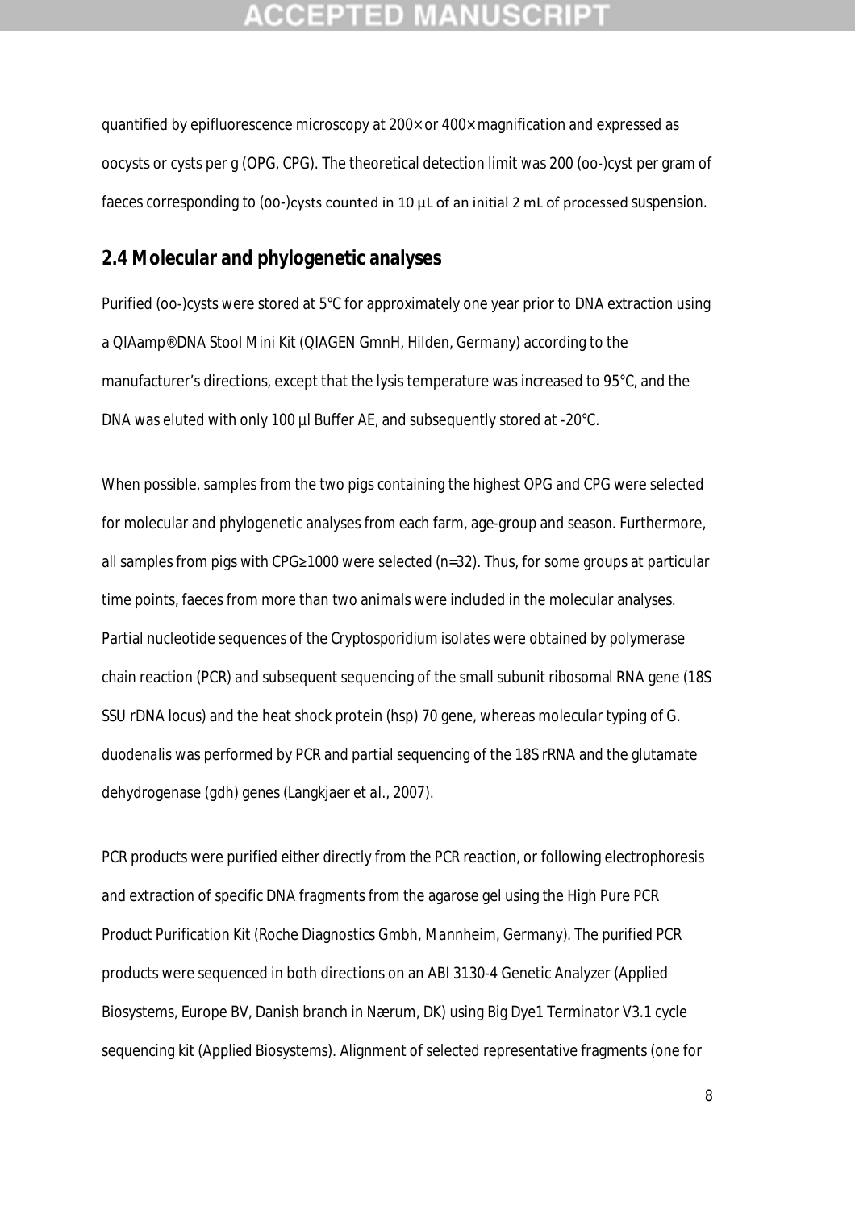quantified by epifluorescence microscopy at 200× or 400× magnification and expressed as oocysts or cysts per g (OPG, CPG). The theoretical detection limit was 200 (oo-)cyst per gram of faeces corresponding to (oo-)cysts counted in 10 µL of an initial 2 mL of processed suspension.

## 2.4 Molecular and phylogenetic analyses

Purified (oo-)cysts were stored at 5°C for approximately one year prior to DNA extraction using a QIAamp® DNA Stool Mini Kit (QIAGEN GmnH, Hilden, Germany) according to the manufacturer's directions, except that the lysis temperature was increased to 95°C, and the DNA was eluted with only 100 µl Buffer AE, and subsequently stored at -20°C.

When possible, samples from the two pigs containing the highest OPG and CPG were selected for molecular and phylogenetic analyses from each farm, age-group and season. Furthermore, all samples from pigs with CPG≥1000 were selected (n=32). Thus, for some groups at particular time points, faeces from more than two animals were included in the molecular analyses. Partial nucleotide sequences of the Cryptosporidium isolates were obtained by polymerase chain reaction (PCR) and subsequent sequencing of the small subunit ribosomal RNA gene (18S SSU rDNA locus) and the heat shock protein (hsp) 70 gene, whereas molecular typing of G. duodenalis was performed by PCR and partial sequencing of the 18S rRNA and the glutamate dehydrogenase (gdh) genes (Langkjaer *et al*., 2007).

PCR products were purified either directly from the PCR reaction, or following electrophoresis and extraction of specific DNA fragments from the agarose gel using the High Pure PCR Product Purification Kit (Roche Diagnostics Gmbh, Mannheim, Germany). The purified PCR products were sequenced in both directions on an ABI 3130-4 Genetic Analyzer (Applied Biosystems, Europe BV, Danish branch in Nærum, DK) using Big Dye1 Terminator V3.1 cycle sequencing kit (Applied Biosystems). Alignment of selected representative fragments (one for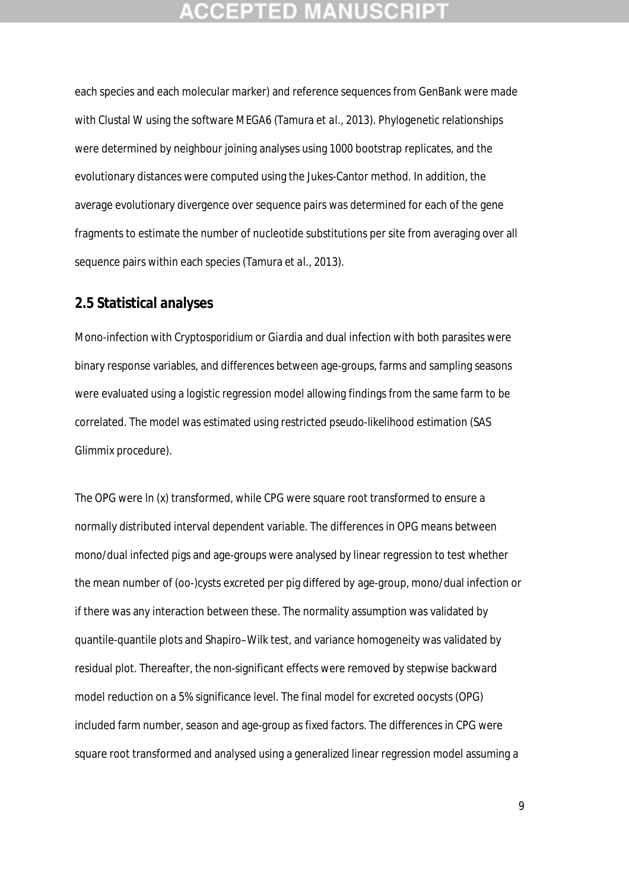each species and each molecular marker) and reference sequences from GenBank were made with Clustal W using the software MEGA6 (Tamura et *al.*, 2013). Phylogenetic relationships were determined by neighbour joining analyses using 1000 bootstrap replicates, and the evolutionary distances were computed using the Jukes-Cantor method. In addition, the average evolutionary divergence over sequence pairs was determined for each of the gene fragments to estimate the number of nucleotide substitutions per site from averaging over all sequence pairs within each species (Tamura et *al.*, 2013).

## 2.5 Statistical analyses

Mono-infection with *Cryptosporidium* or *Giardia* and dual infection with both parasites were binary response variables, and differences between age-groups, farms and sampling seasons were evaluated using a logistic regression model allowing findings from the same farm to be correlated. The model was estimated using restricted pseudo-likelihood estimation (SAS Glimmix procedure).

The OPG were ln (x) transformed, while CPG were square root transformed to ensure a normally distributed interval dependent variable. The differences in OPG means between mono/dual infected pigs and age-groups were analysed by linear regression to test whether the mean number of (oo-)cysts excreted per pig differed by age-group, mono/dual infection or if there was any interaction between these. The normality assumption was validated by quantile-quantile plots and Shapiro–Wilk test, and variance homogeneity was validated by residual plot. Thereafter, the non-significant effects were removed by stepwise backward model reduction on a 5% significance level. The final model for excreted oocysts (OPG) included farm number, season and age-group as fixed factors. The differences in CPG were square root transformed and analysed using a generalized linear regression model assuming a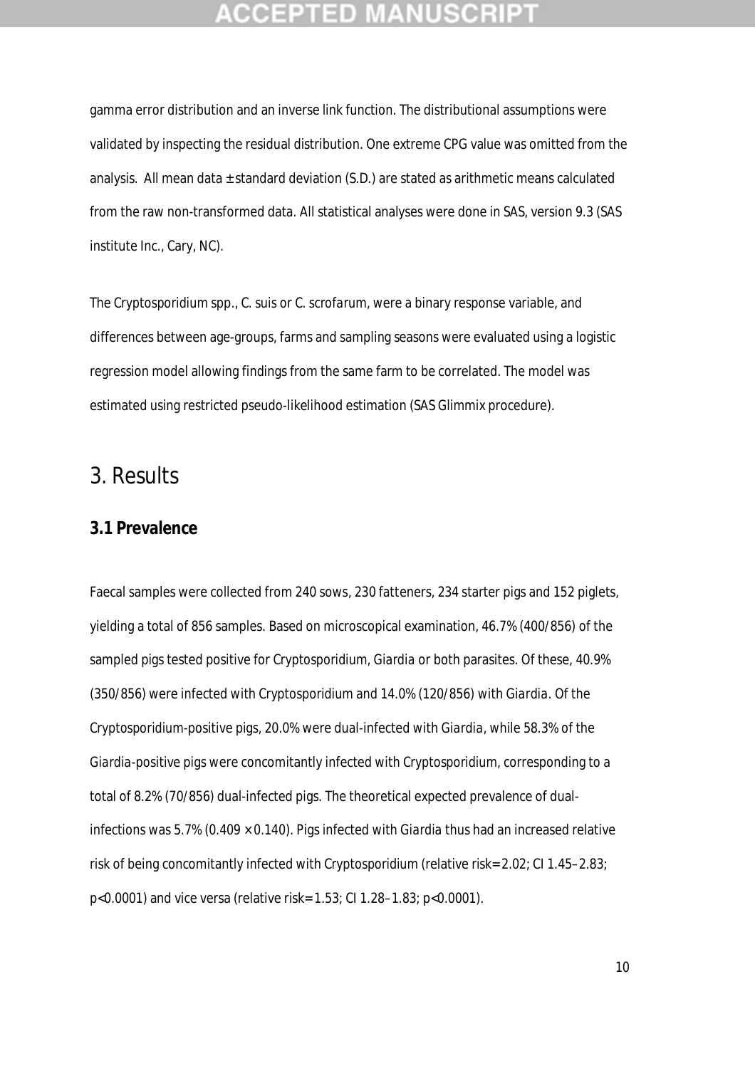gamma error distribution and an inverse link function. The distributional assumptions were validated by inspecting the residual distribution. One extreme CPG value was omitted from the analysis. All mean data ± standard deviation (S.D.) are stated as arithmetic means calculated from the raw non-transformed data. All statistical analyses were done in SAS, version 9.3 (SAS institute Inc., Cary, NC).

The *Cryptosporidium* spp., *C. suis* or *C. scrofarum*, were a binary response variable, and differences between age-groups, farms and sampling seasons were evaluated using a logistic regression model allowing findings from the same farm to be correlated. The model was estimated using restricted pseudo-likelihood estimation (SAS Glimmix procedure).

# 3. Results

## 3.1 Prevalence

Faecal samples were collected from 240 sows, 230 fatteners, 234 starter pigs and 152 piglets, yielding a total of 856 samples. Based on microscopical examination, 46.7% (400/856) of the sampled pigs tested positive for *Cryptosporidium*, *Giardia* or both parasites. Of these, 40.9% (350/856) were infected with *Cryptosporidium* and 14.0% (120/856) with *Giardia*. Of the *Cryptosporidium*-positive pigs, 20.0% were dual-infected with *Giardia*, while 58.3% of the *Giardia*-positive pigs were concomitantly infected with *Cryptosporidium*, corresponding to a total of 8.2% (70/856) dual-infected pigs. The theoretical expected prevalence of dual-infections was 5.7% ($0.409 \times 0.140$). Pigs infected with *Giardia* thus had an increased relative risk of being concomitantly infected with *Cryptosporidium* (relative risk = 2.02; CI 1.45–2.83; $p<0.0001$) and vice versa (relative risk = 1.53; CI 1.28–1.83; $p<0.0001$).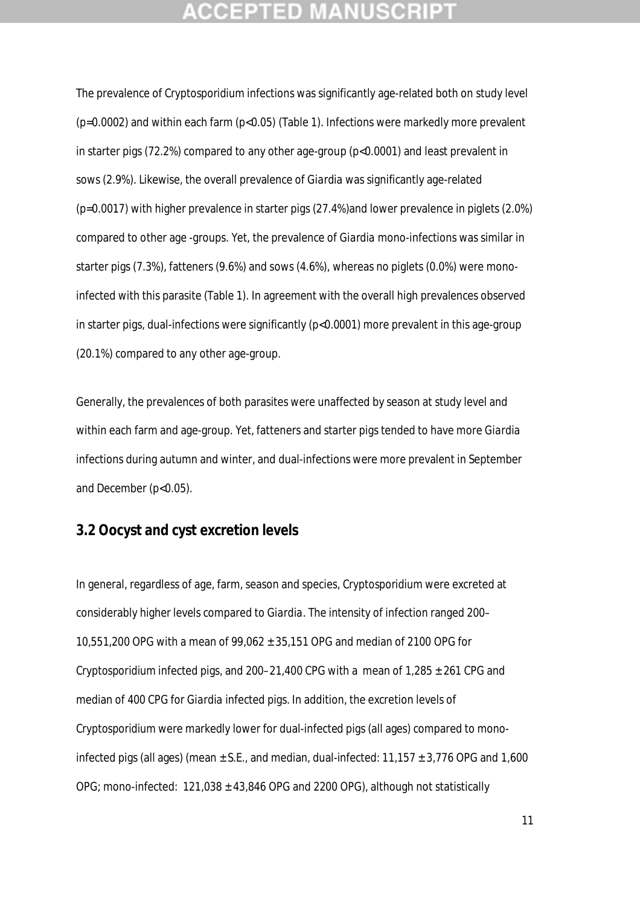The prevalence of *Cryptosporidium* infections was significantly age-related both on study level ($p$=0.0002) and within each farm ($p$<0.05) (Table 1). Infections were markedly more prevalent in starter pigs (72.2%) compared to any other age-group ($p$<0.0001) and least prevalent in sows (2.9%). Likewise, the overall prevalence of *Giardia* was significantly age-related ($p$=0.0017) with higher prevalence in starter pigs (27.4%)and lower prevalence in piglets (2.0%) compared to other age -groups. Yet, the prevalence of *Giardia* mono-infections was similar in starter pigs (7.3%), fatteners (9.6%) and sows (4.6%), whereas no piglets (0.0%) were mono-infected with this parasite (Table 1). In agreement with the overall high prevalences observed in starter pigs, dual-infections were significantly ($p$<0.0001) more prevalent in this age-group (20.1%) compared to any other age-group.

Generally, the prevalences of both parasites were unaffected by season at study level and within each farm and age-group. Yet, fatteners and starter pigs tended to have more *Giardia* infections during autumn and winter, and dual-infections were more prevalent in September and December ($p$<0.05).

## 3.2 Oocyst and cyst excretion levels

In general, regardless of age, farm, season and species, *Cryptosporidium* were excreted at considerably higher levels compared to *Giardia*. The intensity of infection ranged 200–10,551,200 OPG with a mean of 99,062 ± 35,151 OPG and median of 2100 OPG for *Cryptosporidium* infected pigs, and 200–21,400 CPG with a mean of 1,285 ± 261 CPG and median of 400 CPG for *Giardia* infected pigs. In addition, the excretion levels of *Cryptosporidium* were markedly lower for dual-infected pigs (all ages) compared to mono-infected pigs (all ages) (mean ± S.E., and median, dual-infected: 11,157 ± 3,776 OPG and 1,600 OPG; mono-infected: 121,038 ± 43,846 OPG and 2200 OPG), although not statistically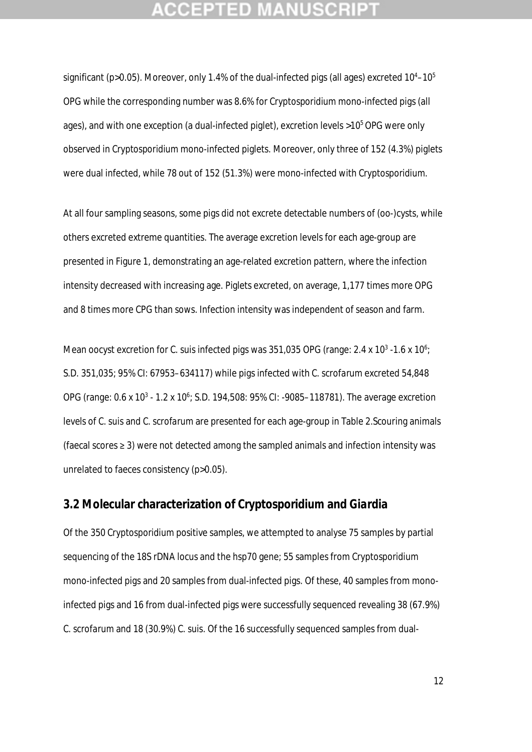significant ($p>0.05$). Moreover, only 1.4% of the dual-infected pigs (all ages) excreted $10^4$–$10^5$ OPG while the corresponding number was 8.6% for Cryptosporidium mono-infected pigs (all ages), and with one exception (a dual-infected piglet), excretion levels $>10^5$ OPG were only observed in Cryptosporidium mono-infected piglets. Moreover, only three of 152 (4.3%) piglets were dual infected, while 78 out of 152 (51.3%) were mono-infected with Cryptosporidium.

At all four sampling seasons, some pigs did not excrete detectable numbers of (oo-)cysts, while others excreted extreme quantities. The average excretion levels for each age-group are presented in Figure 1, demonstrating an age-related excretion pattern, where the infection intensity decreased with increasing age. Piglets excreted, on average, 1,177 times more OPG and 8 times more CPG than sows. Infection intensity was independent of season and farm.

Mean oocyst excretion for C. suis infected pigs was 351,035 OPG (range: $2.4 \times 10^3$ -$1.6 \times 10^6$; S.D. 351,035; 95% CI: 67953–634117) while pigs infected with C. scrofarum excreted 54,848 OPG (range: $0.6 \times 10^3$ - $1.2 \times 10^6$; S.D. 194,508: 95% CI: -9085–118781). The average excretion levels of C. suis and C. scrofarum are presented for each age-group in Table 2.Scouring animals (faecal scores ≥ 3) were not detected among the sampled animals and infection intensity was unrelated to faeces consistency ($p>0.05$).

## 3.2 Molecular characterization of Cryptosporidium and Giardia

Of the 350 Cryptosporidium positive samples, we attempted to analyse 75 samples by partial sequencing of the 18S rDNA locus and the hsp70 gene; 55 samples from Cryptosporidium mono-infected pigs and 20 samples from dual-infected pigs. Of these, 40 samples from mono-infected pigs and 16 from dual-infected pigs were successfully sequenced revealing 38 (67.9%) C. scrofarum and 18 (30.9%) C. suis. Of the 16 successfully sequenced samples from dual-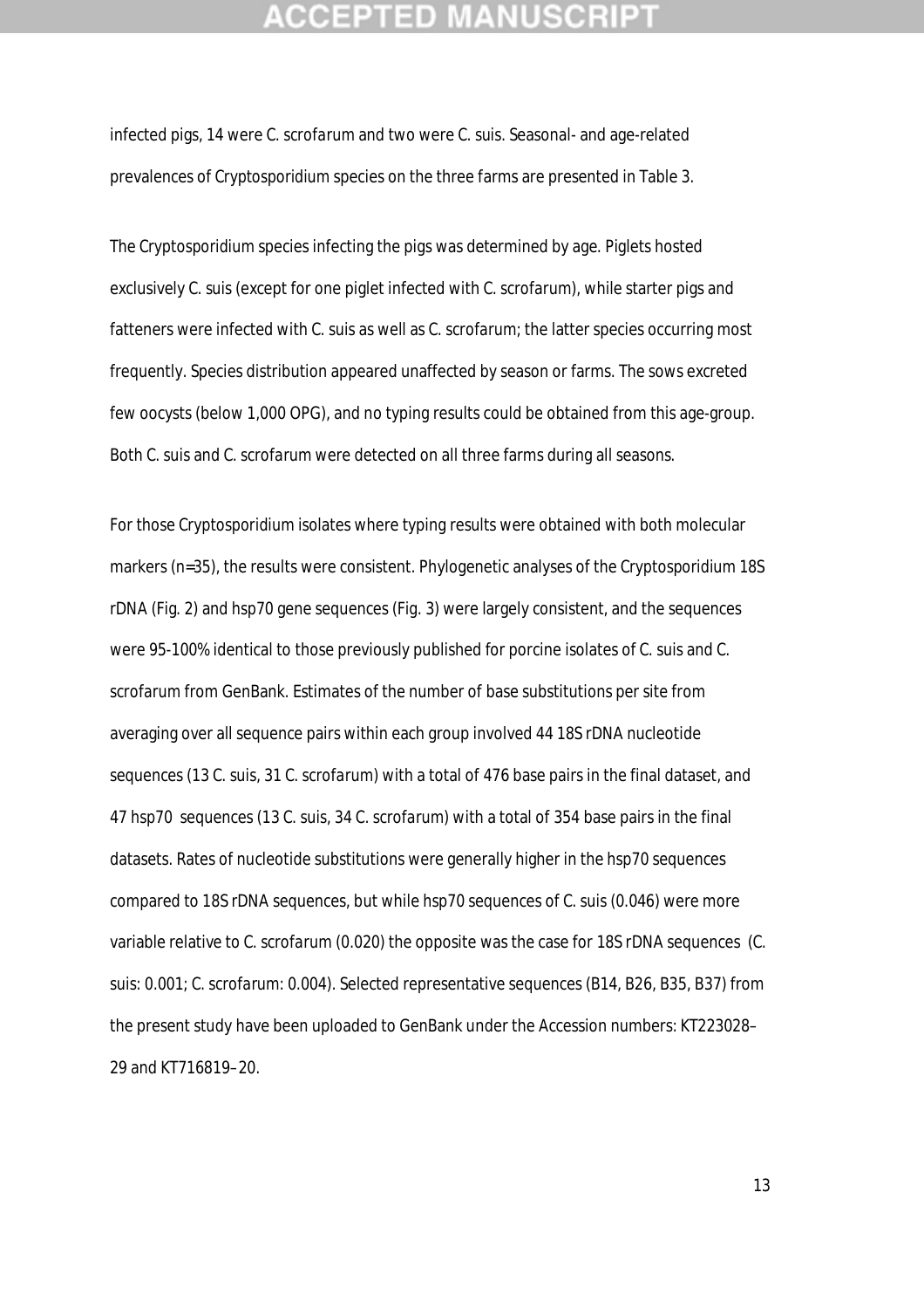infected pigs, 14 were C. scrofarum and two were C. suis. Seasonal- and age-related prevalences of Cryptosporidium species on the three farms are presented in Table 3.

The Cryptosporidium species infecting the pigs was determined by age. Piglets hosted exclusively C. suis (except for one piglet infected with C. scrofarum), while starter pigs and fatteners were infected with C. suis as well as C. scrofarum; the latter species occurring most frequently. Species distribution appeared unaffected by season or farms. The sows excreted few oocysts (below 1,000 OPG), and no typing results could be obtained from this age-group. Both C. suis and C. scrofarum were detected on all three farms during all seasons.

For those Cryptosporidium isolates where typing results were obtained with both molecular markers (n=35), the results were consistent. Phylogenetic analyses of the Cryptosporidium 18S rDNA (Fig. 2) and hsp70 gene sequences (Fig. 3) were largely consistent, and the sequences were 95-100% identical to those previously published for porcine isolates of C. suis and C. scrofarum from GenBank. Estimates of the number of base substitutions per site from averaging over all sequence pairs within each group involved 44 18S rDNA nucleotide sequences (13 C. suis, 31 C. scrofarum) with a total of 476 base pairs in the final dataset, and 47 hsp70 sequences (13 C. suis, 34 C. scrofarum) with a total of 354 base pairs in the final datasets. Rates of nucleotide substitutions were generally higher in the hsp70 sequences compared to 18S rDNA sequences, but while hsp70 sequences of C. suis (0.046) were more variable relative to C. scrofarum (0.020) the opposite was the case for 18S rDNA sequences (C. suis: 0.001; C. scrofarum: 0.004). Selected representative sequences (B14, B26, B35, B37) from the present study have been uploaded to GenBank under the Accession numbers: KT223028–29 and KT716819–20.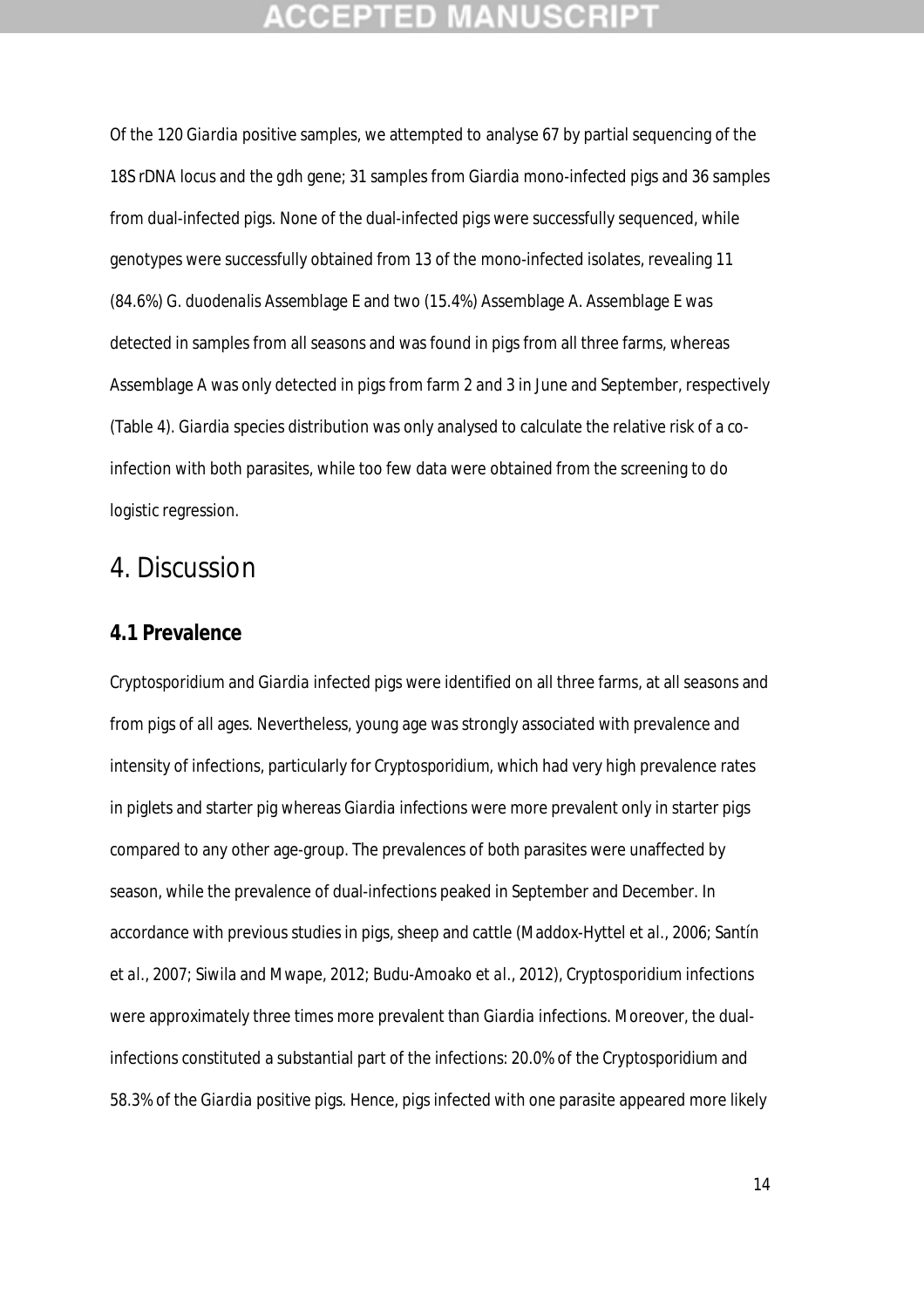Of the 120 *Giardia* positive samples, we attempted to analyse 67 by partial sequencing of the 18S rDNA locus and the gdh gene; 31 samples from *Giardia* mono-infected pigs and 36 samples from dual-infected pigs. None of the dual-infected pigs were successfully sequenced, while genotypes were successfully obtained from 13 of the mono-infected isolates, revealing 11 (84.6%) *G. duodenalis* Assemblage E and two (15.4%) Assemblage A. Assemblage E was detected in samples from all seasons and was found in pigs from all three farms, whereas Assemblage A was only detected in pigs from farm 2 and 3 in June and September, respectively (Table 4). *Giardia* species distribution was only analysed to calculate the relative risk of a co-infection with both parasites, while too few data were obtained from the screening to do logistic regression.

# 4. Discussion

## 4.1 Prevalence

*Cryptosporidium* and *Giardia* infected pigs were identified on all three farms, at all seasons and from pigs of all ages. Nevertheless, young age was strongly associated with prevalence and intensity of infections, particularly for *Cryptosporidium*, which had very high prevalence rates in piglets and starter pig whereas *Giardia* infections were more prevalent only in starter pigs compared to any other age-group. The prevalences of both parasites were unaffected by season, while the prevalence of dual-infections peaked in September and December. In accordance with previous studies in pigs, sheep and cattle (Maddox-Hyttel *et al.*, 2006; Santín *et al.*, 2007; Siwila and Mwape, 2012; Budu-Amoako *et al.*, 2012), *Cryptosporidium* infections were approximately three times more prevalent than *Giardia* infections. Moreover, the dual-infections constituted a substantial part of the infections: 20.0% of the *Cryptosporidium* and 58.3% of the *Giardia* positive pigs. Hence, pigs infected with one parasite appeared more likely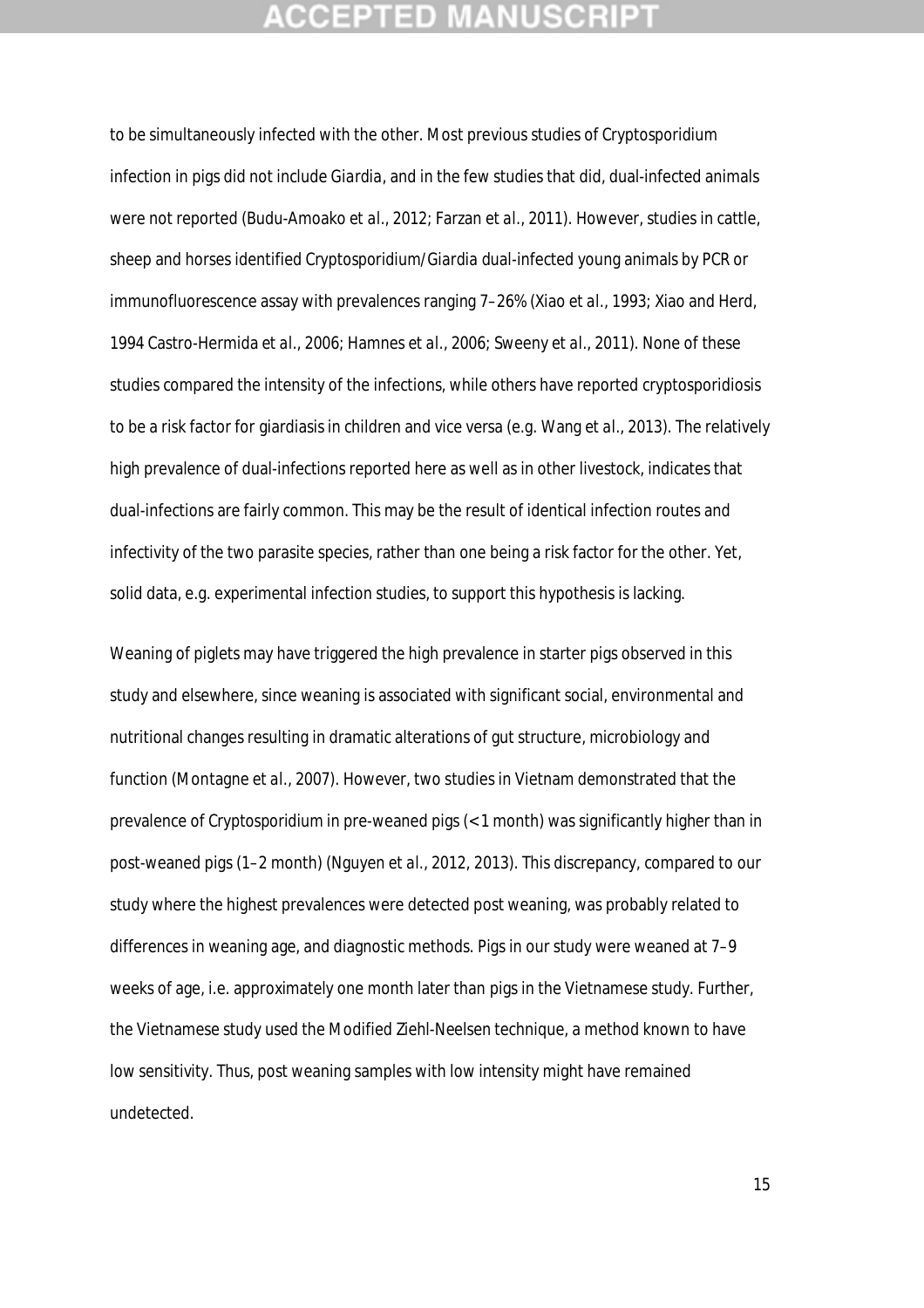to be simultaneously infected with the other. Most previous studies of *Cryptosporidium* infection in pigs did not include *Giardia*, and in the few studies that did, dual-infected animals were not reported (Budu-Amoako *et al.*, 2012; Farzan *et al.*, 2011). However, studies in cattle, sheep and horses identified *Cryptosporidium*/*Giardia* dual-infected young animals by PCR or immunofluorescence assay with prevalences ranging 7–26% (Xiao *et al.*, 1993; Xiao and Herd, 1994 Castro-Hermida *et al.*, 2006; Hamnes *et al.*, 2006; Sweeny *et al.*, 2011). None of these studies compared the intensity of the infections, while others have reported cryptosporidiosis to be a risk factor for giardiasis in children and vice versa (e.g. Wang *et al.*, 2013). The relatively high prevalence of dual-infections reported here as well as in other livestock, indicates that dual-infections are fairly common. This may be the result of identical infection routes and infectivity of the two parasite species, rather than one being a risk factor for the other. Yet, solid data, e.g. experimental infection studies, to support this hypothesis is lacking.

Weaning of piglets may have triggered the high prevalence in starter pigs observed in this study and elsewhere, since weaning is associated with significant social, environmental and nutritional changes resulting in dramatic alterations of gut structure, microbiology and function (Montagne *et al.*, 2007). However, two studies in Vietnam demonstrated that the prevalence of *Cryptosporidium* in pre-weaned pigs (< 1 month) was significantly higher than in post-weaned pigs (1–2 month) (Nguyen *et al.*, 2012, 2013). This discrepancy, compared to our study where the highest prevalences were detected post weaning, was probably related to differences in weaning age, and diagnostic methods. Pigs in our study were weaned at 7–9 weeks of age, i.e. approximately one month later than pigs in the Vietnamese study. Further, the Vietnamese study used the Modified Ziehl-Neelsen technique, a method known to have low sensitivity. Thus, post weaning samples with low intensity might have remained undetected.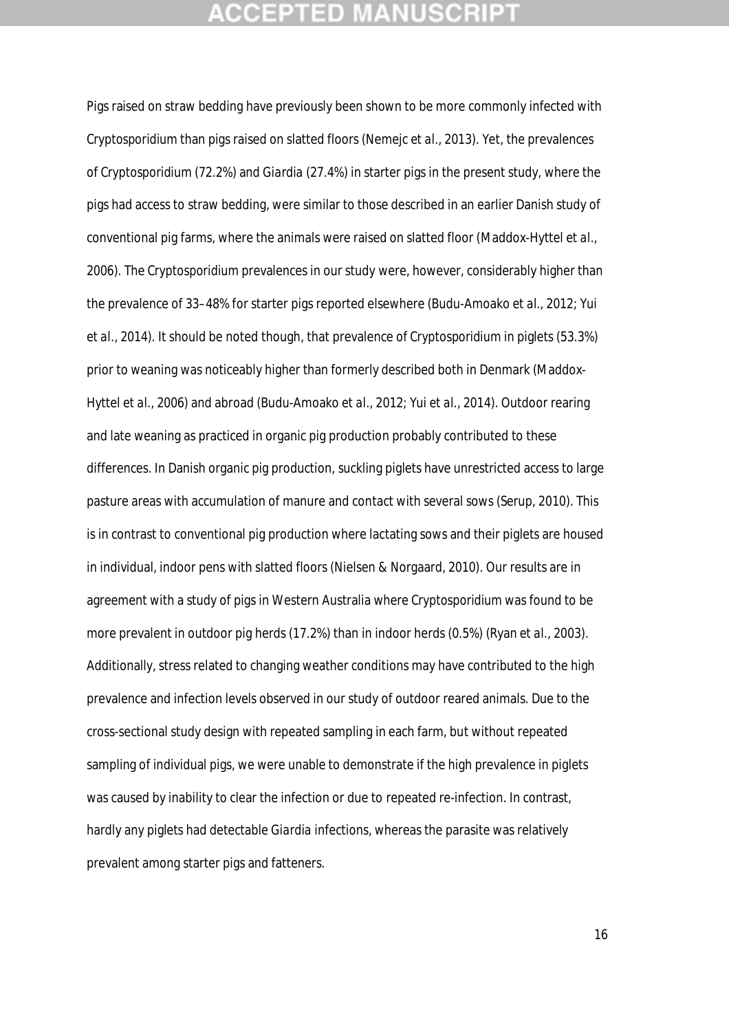Pigs raised on straw bedding have previously been shown to be more commonly infected with *Cryptosporidium* than pigs raised on slatted floors (Nemejc *et al.*, 2013). Yet, the prevalences of *Cryptosporidium* (72.2%) and *Giardia* (27.4%) in starter pigs in the present study, where the pigs had access to straw bedding, were similar to those described in an earlier Danish study of conventional pig farms, where the animals were raised on slatted floor (Maddox-Hyttel *et al.*, 2006). The *Cryptosporidium* prevalences in our study were, however, considerably higher than the prevalence of 33–48% for starter pigs reported elsewhere (Budu-Amoako *et al.*, 2012; Yui *et al.*, 2014). It should be noted though, that prevalence of *Cryptosporidium* in piglets (53.3%) prior to weaning was noticeably higher than formerly described both in Denmark (Maddox-Hyttel *et al.*, 2006) and abroad (Budu-Amoako *et al.*, 2012; Yui *et al.*, 2014). Outdoor rearing and late weaning as practiced in organic pig production probably contributed to these differences. In Danish organic pig production, suckling piglets have unrestricted access to large pasture areas with accumulation of manure and contact with several sows (Serup, 2010). This is in contrast to conventional pig production where lactating sows and their piglets are housed in individual, indoor pens with slatted floors (Nielsen & Norgaard, 2010). Our results are in agreement with a study of pigs in Western Australia where *Cryptosporidium* was found to be more prevalent in outdoor pig herds (17.2%) than in indoor herds (0.5%) (Ryan *et al.*, 2003). Additionally, stress related to changing weather conditions may have contributed to the high prevalence and infection levels observed in our study of outdoor reared animals. Due to the cross-sectional study design with repeated sampling in each farm, but without repeated sampling of individual pigs, we were unable to demonstrate if the high prevalence in piglets was caused by inability to clear the infection or due to repeated re-infection. In contrast, hardly any piglets had detectable *Giardia* infections, whereas the parasite was relatively prevalent among starter pigs and fatteners.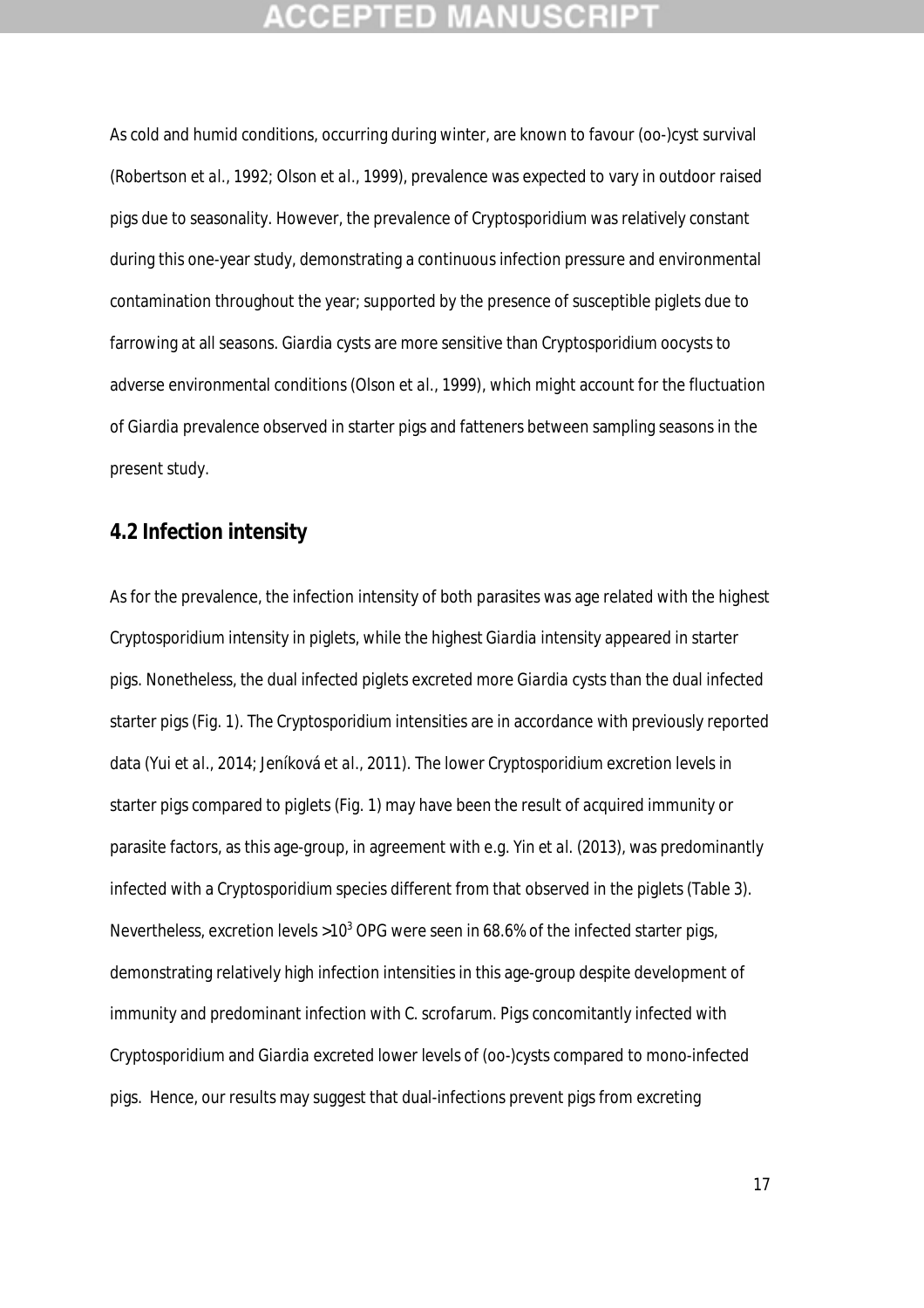As cold and humid conditions, occurring during winter, are known to favour (oo-)cyst survival (Robertson et al., 1992; Olson et al., 1999), prevalence was expected to vary in outdoor raised pigs due to seasonality. However, the prevalence of Cryptosporidium was relatively constant during this one-year study, demonstrating a continuous infection pressure and environmental contamination throughout the year; supported by the presence of susceptible piglets due to farrowing at all seasons. Giardia cysts are more sensitive than Cryptosporidium oocysts to adverse environmental conditions (Olson et al., 1999), which might account for the fluctuation of Giardia prevalence observed in starter pigs and fatteners between sampling seasons in the present study.

## 4.2 Infection intensity

As for the prevalence, the infection intensity of both parasites was age related with the highest Cryptosporidium intensity in piglets, while the highest Giardia intensity appeared in starter pigs. Nonetheless, the dual infected piglets excreted more Giardia cysts than the dual infected starter pigs (Fig. 1). The Cryptosporidium intensities are in accordance with previously reported data (Yui et al., 2014; Jeníková et al., 2011). The lower Cryptosporidium excretion levels in starter pigs compared to piglets (Fig. 1) may have been the result of acquired immunity or parasite factors, as this age-group, in agreement with e.g. Yin et al. (2013), was predominantly infected with a Cryptosporidium species different from that observed in the piglets (Table 3). Nevertheless, excretion levels $>10^3$ OPG were seen in 68.6% of the infected starter pigs, demonstrating relatively high infection intensities in this age-group despite development of immunity and predominant infection with C. scrofarum. Pigs concomitantly infected with Cryptosporidium and Giardia excreted lower levels of (oo-)cysts compared to mono-infected pigs. Hence, our results may suggest that dual-infections prevent pigs from excreting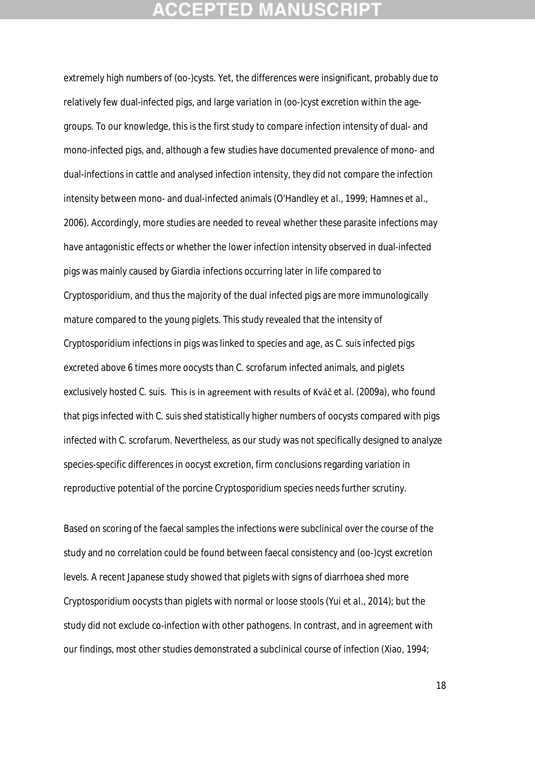extremely high numbers of (oo-)cysts. Yet, the differences were insignificant, probably due to relatively few dual-infected pigs, and large variation in (oo-)cyst excretion within the age-groups. To our knowledge, this is the first study to compare infection intensity of dual- and mono-infected pigs, and, although a few studies have documented prevalence of mono- and dual-infections in cattle and analysed infection intensity, they did not compare the infection intensity between mono- and dual-infected animals (O'Handley *et al.*, 1999; Hamnes *et al.*, 2006). Accordingly, more studies are needed to reveal whether these parasite infections may have antagonistic effects or whether the lower infection intensity observed in dual-infected pigs was mainly caused by *Giardia* infections occurring later in life compared to *Cryptosporidium*, and thus the majority of the dual infected pigs are more immunologically mature compared to the young piglets. This study revealed that the intensity of *Cryptosporidium* infections in pigs was linked to species and age, as *C. suis* infected pigs excreted above 6 times more oocysts than *C. scrofarum* infected animals, and piglets exclusively hosted *C. suis*. This is in agreement with results of Kváč *et al.* (2009a), who found that pigs infected with *C. suis* shed statistically higher numbers of oocysts compared with pigs infected with *C. scrofarum*. Nevertheless, as our study was not specifically designed to analyze species-specific differences in oocyst excretion, firm conclusions regarding variation in reproductive potential of the porcine *Cryptosporidium* species needs further scrutiny.

Based on scoring of the faecal samples the infections were subclinical over the course of the study and no correlation could be found between faecal consistency and (oo-)cyst excretion levels. A recent Japanese study showed that piglets with signs of diarrhoea shed more *Cryptosporidium* oocysts than piglets with normal or loose stools (Yui *et al.*, 2014); but the study did not exclude co-infection with other pathogens. In contrast, and in agreement with our findings, most other studies demonstrated a subclinical course of infection (Xiao, 1994;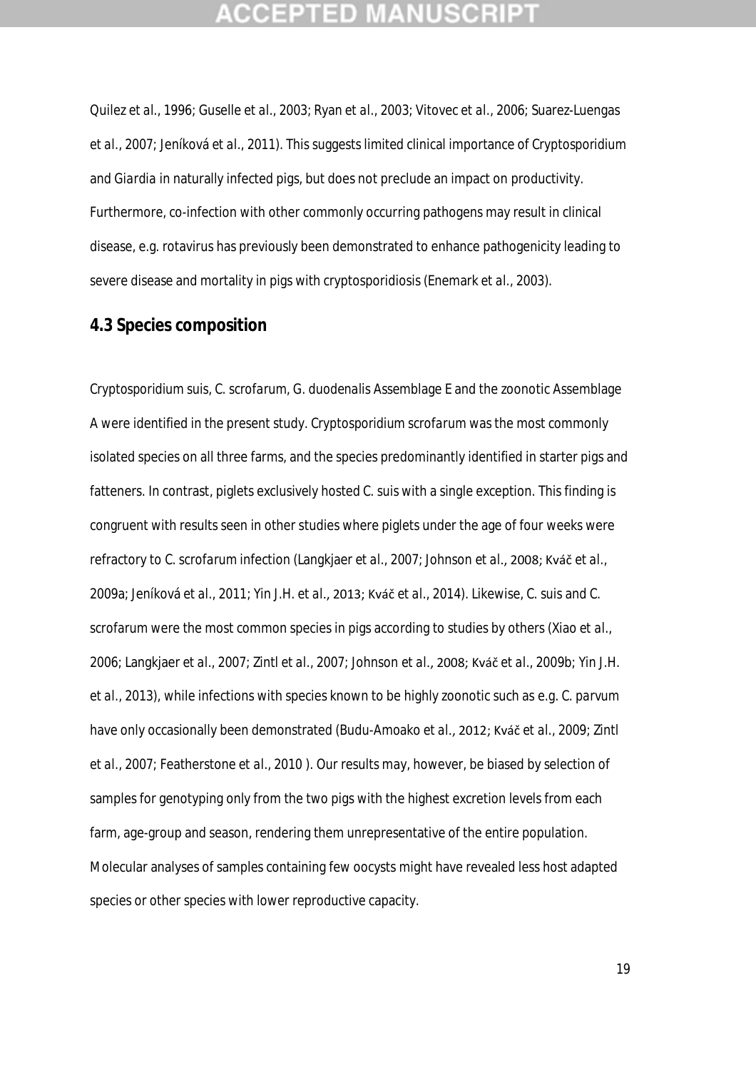Quilez *et al.*, 1996; Guselle *et al.*, 2003; Ryan *et al.*, 2003; Vitovec *et al.*, 2006; Suarez-Luengas *et al.*, 2007; Jeníková *et al.*, 2011). This suggests limited clinical importance of *Cryptosporidium* and *Giardia* in naturally infected pigs, but does not preclude an impact on productivity. Furthermore, co-infection with other commonly occurring pathogens may result in clinical disease, e.g. rotavirus has previously been demonstrated to enhance pathogenicity leading to severe disease and mortality in pigs with cryptosporidiosis (Enemark *et al.*, 2003).

### 4.3 Species composition

*Cryptosporidium suis*, *C. scrofarum*, *G. duodenalis* Assemblage E and the zoonotic Assemblage A were identified in the present study. *Cryptosporidium scrofarum* was the most commonly isolated species on all three farms, and the species predominantly identified in starter pigs and fatteners. In contrast, piglets exclusively hosted *C. suis* with a single exception. This finding is congruent with results seen in other studies where piglets under the age of four weeks were refractory to *C. scrofarum* infection (Langkjaer *et al.*, 2007; Johnson *et al.*, 2008; Kváč *et al.*, 2009a; Jeníková *et al.*, 2011; Yin J.H. *et al.*, 2013; Kváč *et al.*, 2014). Likewise, *C. suis* and *C. scrofarum* were the most common species in pigs according to studies by others (Xiao *et al.*, 2006; Langkjaer *et al.*, 2007; Zintl *et al.*, 2007; Johnson *et al.*, 2008; Kváč *et al.*, 2009b; Yin J.H. *et al.*, 2013), while infections with species known to be highly zoonotic such as e.g. *C. parvum* have only occasionally been demonstrated (Budu-Amoako *et al.*, 2012; Kváč *et al.*, 2009; Zintl *et al.*, 2007; Featherstone *et al.*, 2010 ). Our results may, however, be biased by selection of samples for genotyping only from the two pigs with the highest excretion levels from each farm, age-group and season, rendering them unrepresentative of the entire population. Molecular analyses of samples containing few oocysts might have revealed less host adapted species or other species with lower reproductive capacity.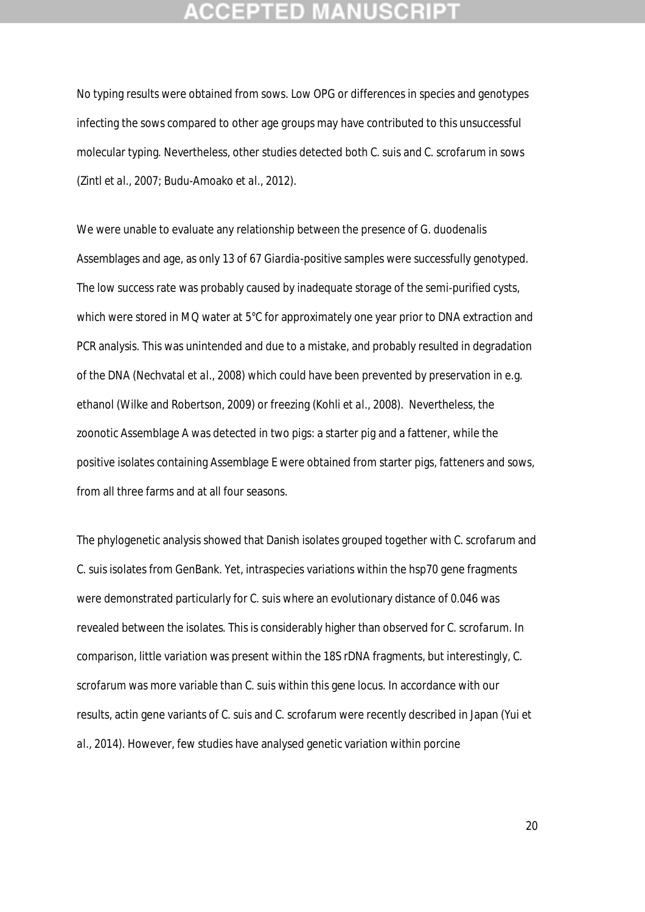No typing results were obtained from sows. Low OPG or differences in species and genotypes infecting the sows compared to other age groups may have contributed to this unsuccessful molecular typing. Nevertheless, other studies detected both *C. suis* and *C. scrofarum* in sows (Zintl et al., 2007; Budu-Amoako et al., 2012).

We were unable to evaluate any relationship between the presence of *G. duodenalis* Assemblages and age, as only 13 of 67 *Giardia*-positive samples were successfully genotyped. The low success rate was probably caused by inadequate storage of the semi-purified cysts, which were stored in MQ water at 5°C for approximately one year prior to DNA extraction and PCR analysis. This was unintended and due to a mistake, and probably resulted in degradation of the DNA (Nechvatal et al., 2008) which could have been prevented by preservation in e.g. ethanol (Wilke and Robertson, 2009) or freezing (Kohli et al., 2008). Nevertheless, the zoonotic Assemblage A was detected in two pigs: a starter pig and a fattener, while the positive isolates containing Assemblage E were obtained from starter pigs, fatteners and sows, from all three farms and at all four seasons.

The phylogenetic analysis showed that Danish isolates grouped together with *C. scrofarum* and *C. suis* isolates from GenBank. Yet, intraspecies variations within the hsp70 gene fragments were demonstrated particularly for *C. suis* where an evolutionary distance of 0.046 was revealed between the isolates. This is considerably higher than observed for *C. scrofarum*. In comparison, little variation was present within the 18S rDNA fragments, but interestingly, *C. scrofarum* was more variable than *C. suis* within this gene locus. In accordance with our results, actin gene variants of *C. suis* and *C. scrofarum* were recently described in Japan (Yui et al., 2014). However, few studies have analysed genetic variation within porcine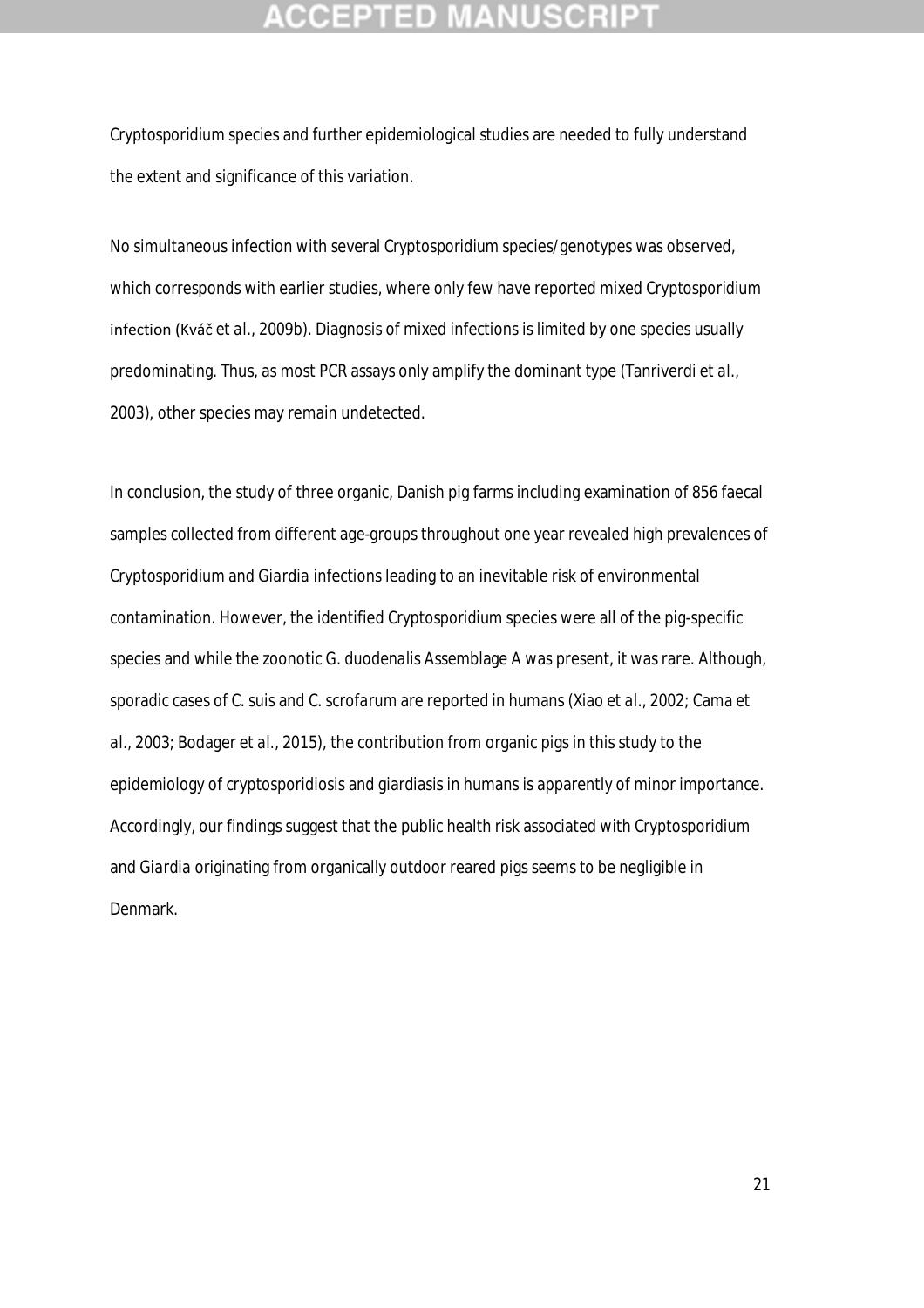Cryptosporidium species and further epidemiological studies are needed to fully understand the extent and significance of this variation.

No simultaneous infection with several Cryptosporidium species/genotypes was observed, which corresponds with earlier studies, where only few have reported mixed Cryptosporidium infection (Kváč *et al.*, 2009b). Diagnosis of mixed infections is limited by one species usually predominating. Thus, as most PCR assays only amplify the dominant type (Tanriverdi *et al.*, 2003), other species may remain undetected.

In conclusion, the study of three organic, Danish pig farms including examination of 856 faecal samples collected from different age-groups throughout one year revealed high prevalences of *Cryptosporidium* and *Giardia* infections leading to an inevitable risk of environmental contamination. However, the identified Cryptosporidium species were all of the pig-specific species and while the zoonotic *G. duodenalis* Assemblage A was present, it was rare. Although, sporadic cases of *C. suis* and *C. scrofarum* are reported in humans (Xiao *et al.*, 2002; Cama *et al.*, 2003; Bodager *et al.*, 2015), the contribution from organic pigs in this study to the epidemiology of cryptosporidiosis and giardiasis in humans is apparently of minor importance. Accordingly, our findings suggest that the public health risk associated with *Cryptosporidium* and *Giardia* originating from organically outdoor reared pigs seems to be negligible in Denmark.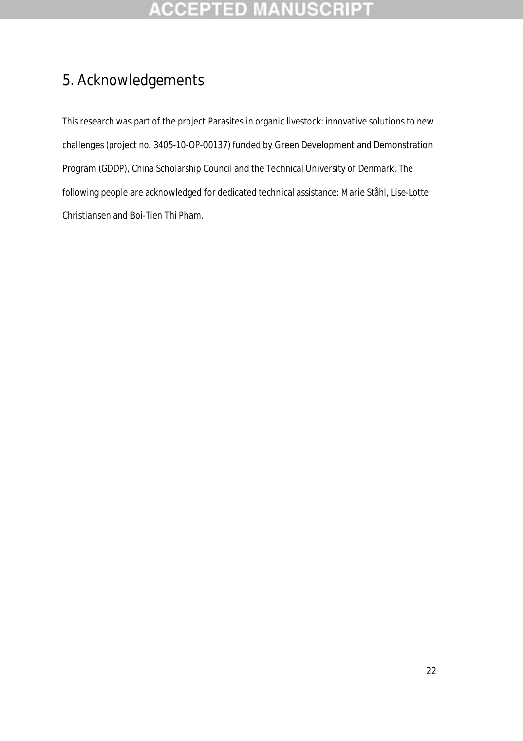# 5. Acknowledgements

This research was part of the project Parasites in organic livestock: innovative solutions to new challenges (project no. 3405-10-OP-00137) funded by Green Development and Demonstration Program (GDDP), China Scholarship Council and the Technical University of Denmark. The following people are acknowledged for dedicated technical assistance: Marie Ståhl, Lise-Lotte Christiansen and Boi-Tien Thi Pham.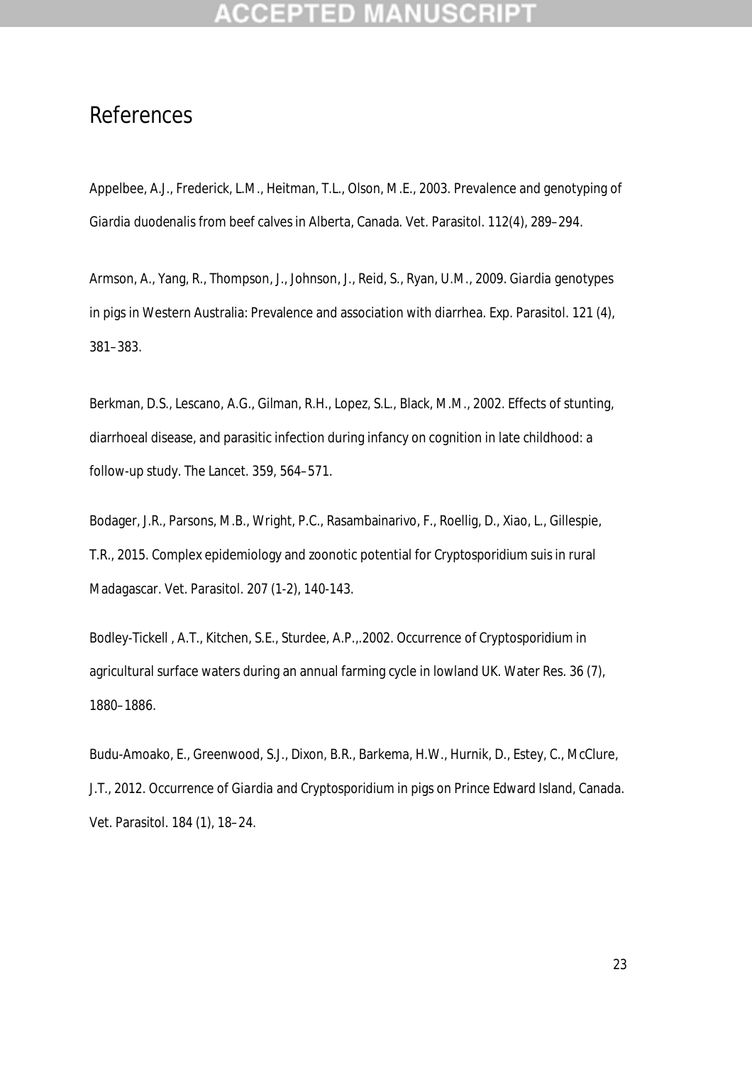# References

Appelbee, A.J., Frederick, L.M., Heitman, T.L., Olson, M.E., 2003. Prevalence and genotyping of Giardia duodenalis from beef calves in Alberta, Canada. Vet. Parasitol. 112(4), 289–294.

Armson, A., Yang, R., Thompson, J., Johnson, J., Reid, S., Ryan, U.M., 2009. Giardia genotypes in pigs in Western Australia: Prevalence and association with diarrhea. Exp. Parasitol. 121 (4), 381–383.

Berkman, D.S., Lescano, A.G., Gilman, R.H., Lopez, S.L., Black, M.M., 2002. Effects of stunting, diarrhoeal disease, and parasitic infection during infancy on cognition in late childhood: a follow-up study. The Lancet. 359, 564–571.

Bodager, J.R., Parsons, M.B., Wright, P.C., Rasambainarivo, F., Roellig, D., Xiao, L., Gillespie, T.R., 2015. Complex epidemiology and zoonotic potential for Cryptosporidium suis in rural Madagascar. Vet. Parasitol. 207 (1-2), 140-143.

Bodley-Tickell , A.T., Kitchen, S.E., Sturdee, A.P.,.2002. Occurrence of Cryptosporidium in agricultural surface waters during an annual farming cycle in lowland UK. Water Res. 36 (7), 1880–1886.

Budu-Amoako, E., Greenwood, S.J., Dixon, B.R., Barkema, H.W., Hurnik, D., Estey, C., McClure, J.T., 2012. Occurrence of Giardia and Cryptosporidium in pigs on Prince Edward Island, Canada. Vet. Parasitol. 184 (1), 18–24.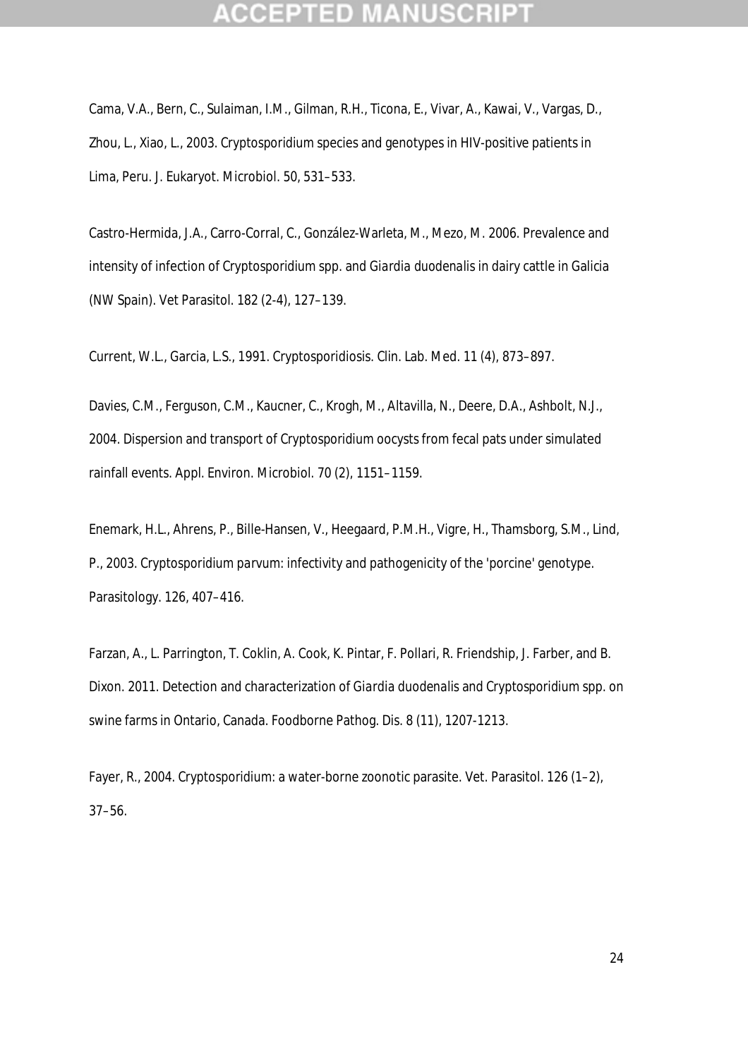Cama, V.A., Bern, C., Sulaiman, I.M., Gilman, R.H., Ticona, E., Vivar, A., Kawai, V., Vargas, D., Zhou, L., Xiao, L., 2003. Cryptosporidium species and genotypes in HIV-positive patients in Lima, Peru. J. Eukaryot. Microbiol. 50, 531–533.

Castro-Hermida, J.A., Carro-Corral, C., González-Warleta, M., Mezo, M. 2006. Prevalence and intensity of infection of Cryptosporidium spp. and Giardia duodenalis in dairy cattle in Galicia (NW Spain). Vet Parasitol. 182 (2-4), 127–139.

Current, W.L., Garcia, L.S., 1991. Cryptosporidiosis. Clin. Lab. Med. 11 (4), 873–897.

Davies, C.M., Ferguson, C.M., Kaucner, C., Krogh, M., Altavilla, N., Deere, D.A., Ashbolt, N.J., 2004. Dispersion and transport of Cryptosporidium oocysts from fecal pats under simulated rainfall events. Appl. Environ. Microbiol. 70 (2), 1151–1159.

Enemark, H.L., Ahrens, P., Bille-Hansen, V., Heegaard, P.M.H., Vigre, H., Thamsborg, S.M., Lind, P., 2003. Cryptosporidium parvum: infectivity and pathogenicity of the 'porcine' genotype. Parasitology. 126, 407–416.

Farzan, A., L. Parrington, T. Coklin, A. Cook, K. Pintar, F. Pollari, R. Friendship, J. Farber, and B. Dixon. 2011. Detection and characterization of Giardia duodenalis and Cryptosporidium spp. on swine farms in Ontario, Canada. Foodborne Pathog. Dis. 8 (11), 1207-1213.

Fayer, R., 2004. Cryptosporidium: a water-borne zoonotic parasite. Vet. Parasitol. 126 (1–2), 37–56.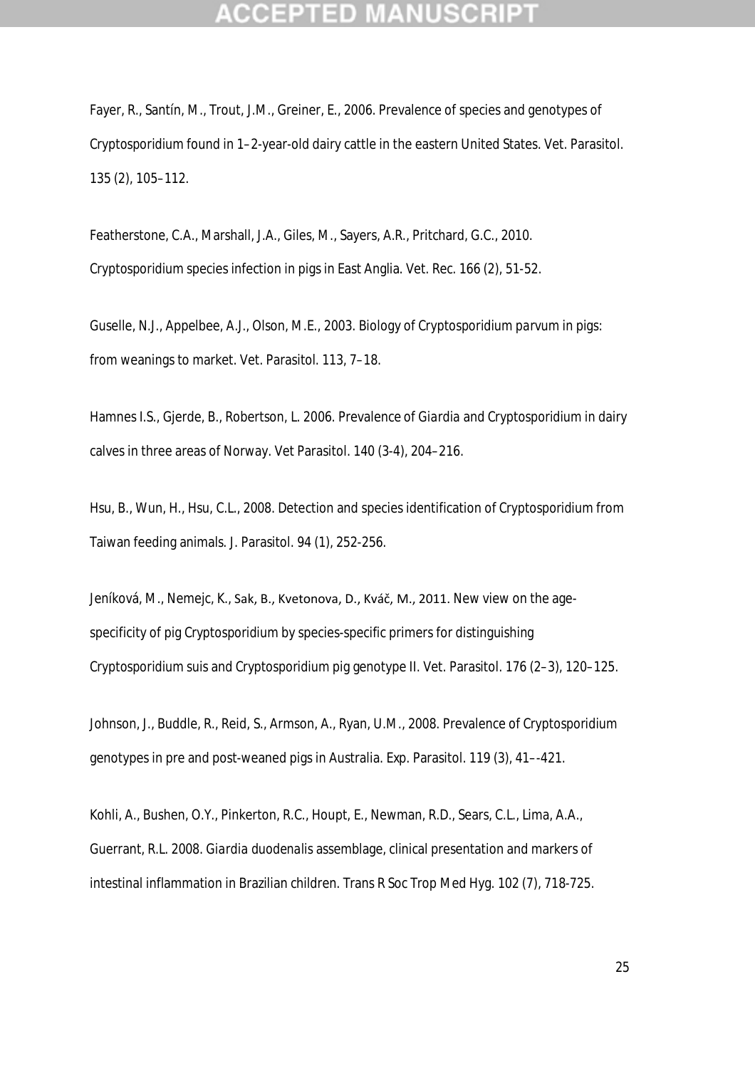Fayer, R., Santín, M., Trout, J.M., Greiner, E., 2006. Prevalence of species and genotypes of Cryptosporidium found in 1–2-year-old dairy cattle in the eastern United States. Vet. Parasitol. 135 (2), 105–112.

Featherstone, C.A., Marshall, J.A., Giles, M., Sayers, A.R., Pritchard, G.C., 2010. Cryptosporidium species infection in pigs in East Anglia. Vet. Rec. 166 (2), 51-52.

Guselle, N.J., Appelbee, A.J., Olson, M.E., 2003. Biology of Cryptosporidium parvum in pigs: from weanings to market. Vet. Parasitol. 113, 7–18.

Hamnes I.S., Gjerde, B., Robertson, L. 2006. Prevalence of Giardia and Cryptosporidium in dairy calves in three areas of Norway. Vet Parasitol. 140 (3-4), 204–216.

Hsu, B., Wun, H., Hsu, C.L., 2008. Detection and species identification of Cryptosporidium from Taiwan feeding animals. J. Parasitol. 94 (1), 252-256.

Jeníková, M., Nemejc, K., Sak, B., Kvetonova, D., Kváč, M., 2011. New view on the age-specificity of pig Cryptosporidium by species-specific primers for distinguishing Cryptosporidium suis and Cryptosporidium pig genotype II. Vet. Parasitol. 176 (2–3), 120–125.

Johnson, J., Buddle, R., Reid, S., Armson, A., Ryan, U.M., 2008. Prevalence of Cryptosporidium genotypes in pre and post-weaned pigs in Australia. Exp. Parasitol. 119 (3), 41–-421.

Kohli, A., Bushen, O.Y., Pinkerton, R.C., Houpt, E., Newman, R.D., Sears, C.L., Lima, A.A., Guerrant, R.L. 2008. Giardia duodenalis assemblage, clinical presentation and markers of intestinal inflammation in Brazilian children. Trans R Soc Trop Med Hyg. 102 (7), 718-725.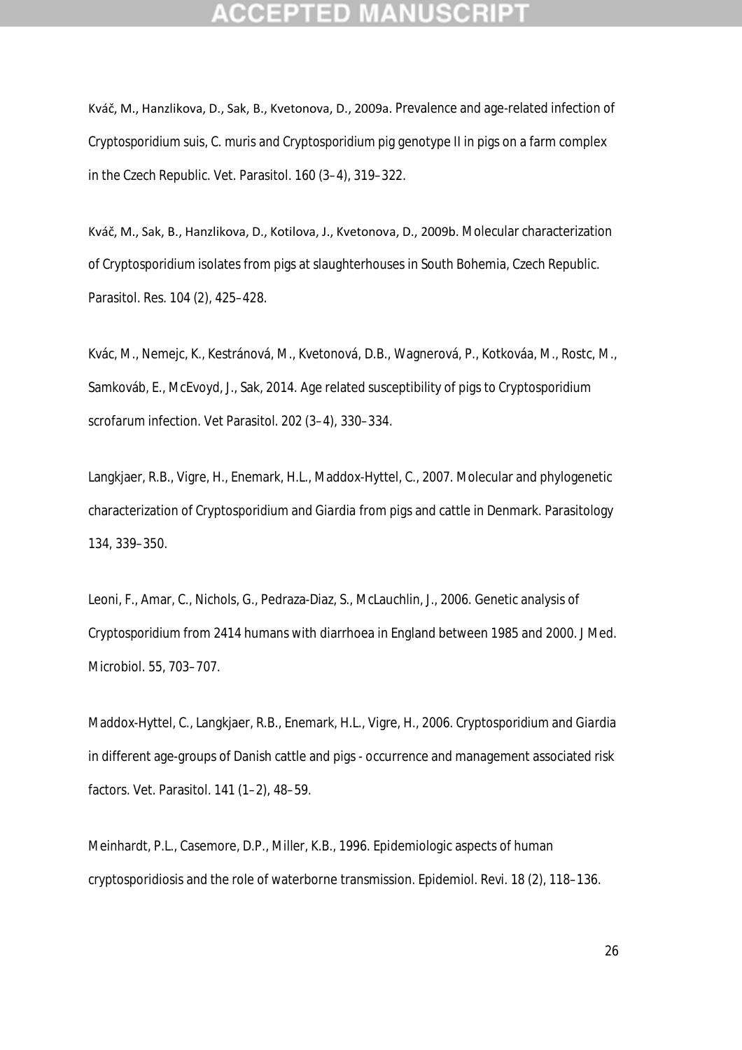Kváč, M., Hanzlikova, D., Sak, B., Kvetonova, D., 2009a. Prevalence and age-related infection of Cryptosporidium suis, C. muris and Cryptosporidium pig genotype II in pigs on a farm complex in the Czech Republic. Vet. Parasitol. 160 (3–4), 319–322.

Kváč, M., Sak, B., Hanzlikova, D., Kotilova, J., Kvetonova, D., 2009b. Molecular characterization of Cryptosporidium isolates from pigs at slaughterhouses in South Bohemia, Czech Republic. Parasitol. Res. 104 (2), 425–428.

Kvác, M., Nemejc, K., Kestránová, M., Kvetonová, D.B., Wagnerová, P., Kotkováa, M., Rostc, M., Samkováb, E., McEvoyd, J., Sak, 2014. Age related susceptibility of pigs to Cryptosporidium scrofarum infection. Vet Parasitol. 202 (3–4), 330–334.

Langkjaer, R.B., Vigre, H., Enemark, H.L., Maddox-Hyttel, C., 2007. Molecular and phylogenetic characterization of Cryptosporidium and Giardia from pigs and cattle in Denmark. Parasitology 134, 339–350.

Leoni, F., Amar, C., Nichols, G., Pedraza-Diaz, S., McLauchlin, J., 2006. Genetic analysis of Cryptosporidium from 2414 humans with diarrhoea in England between 1985 and 2000. J Med. Microbiol. 55, 703–707.

Maddox-Hyttel, C., Langkjaer, R.B., Enemark, H.L., Vigre, H., 2006. Cryptosporidium and Giardia in different age-groups of Danish cattle and pigs - occurrence and management associated risk factors. Vet. Parasitol. 141 (1–2), 48–59.

Meinhardt, P.L., Casemore, D.P., Miller, K.B., 1996. Epidemiologic aspects of human cryptosporidiosis and the role of waterborne transmission. Epidemiol. Revi. 18 (2), 118–136.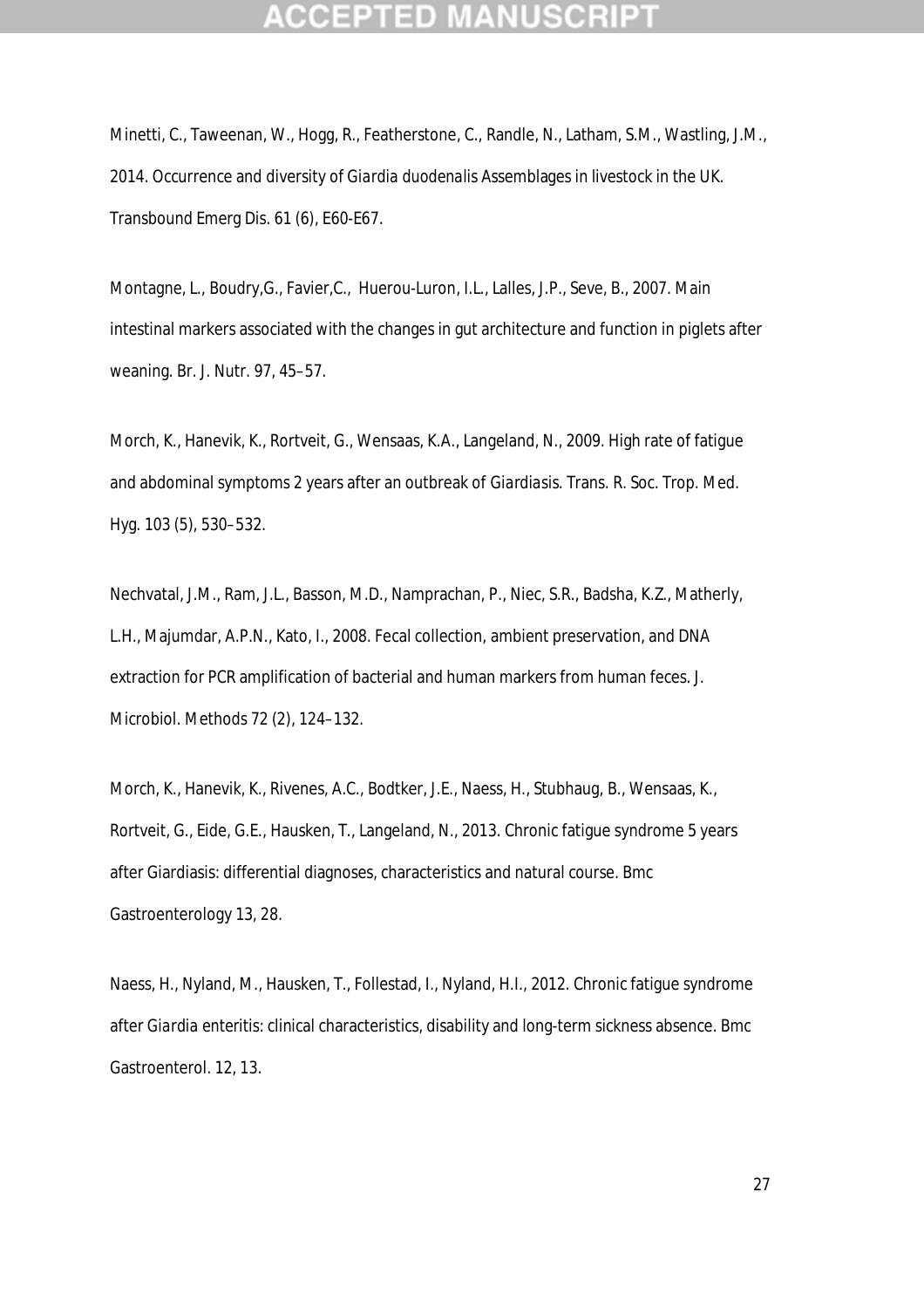Minetti, C., Taweenan, W., Hogg, R., Featherstone, C., Randle, N., Latham, S.M., Wastling, J.M., 2014. Occurrence and diversity of *Giardia duodenalis* Assemblages in livestock in the UK. Transbound Emerg Dis. 61 (6), E60-E67.

Montagne, L., Boudry,G., Favier,C., Huerou-Luron, I.L., Lalles, J.P., Seve, B., 2007. Main intestinal markers associated with the changes in gut architecture and function in piglets after weaning. Br. J. Nutr. 97, 45–57.

Morch, K., Hanevik, K., Rortveit, G., Wensaas, K.A., Langeland, N., 2009. High rate of fatigue and abdominal symptoms 2 years after an outbreak of *Giardiasis*. Trans. R. Soc. Trop. Med. Hyg. 103 (5), 530–532.

Nechvatal, J.M., Ram, J.L., Basson, M.D., Namprachan, P., Niec, S.R., Badsha, K.Z., Matherly, L.H., Majumdar, A.P.N., Kato, I., 2008. Fecal collection, ambient preservation, and DNA extraction for PCR amplification of bacterial and human markers from human feces. J. Microbiol. Methods 72 (2), 124–132.

Morch, K., Hanevik, K., Rivenes, A.C., Bodtker, J.E., Naess, H., Stubhaug, B., Wensaas, K., Rortveit, G., Eide, G.E., Hausken, T., Langeland, N., 2013. Chronic fatigue syndrome 5 years after Giardiasis: differential diagnoses, characteristics and natural course. Bmc Gastroenterology 13, 28.

Naess, H., Nyland, M., Hausken, T., Follestad, I., Nyland, H.I., 2012. Chronic fatigue syndrome after *Giardia* enteritis: clinical characteristics, disability and long-term sickness absence. Bmc Gastroenterol. 12, 13.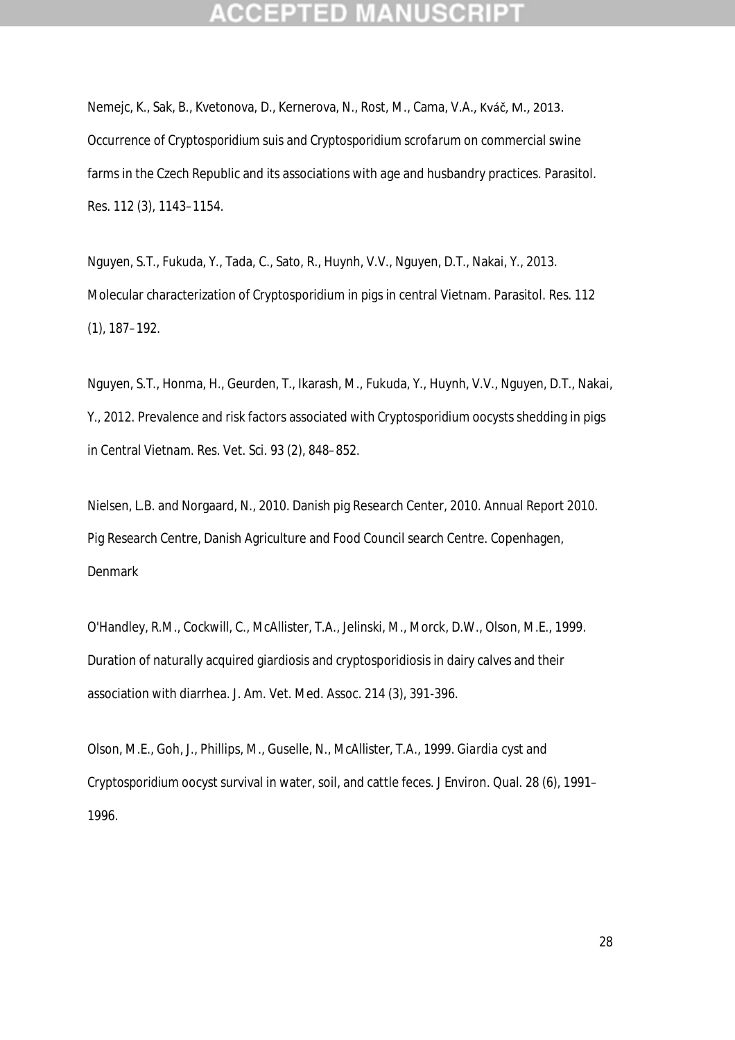Nemejc, K., Sak, B., Kvetonova, D., Kernerova, N., Rost, M., Cama, V.A., Kváč, M., 2013. Occurrence of Cryptosporidium suis and Cryptosporidium scrofarum on commercial swine farms in the Czech Republic and its associations with age and husbandry practices. Parasitol. Res. 112 (3), 1143–1154.

Nguyen, S.T., Fukuda, Y., Tada, C., Sato, R., Huynh, V.V., Nguyen, D.T., Nakai, Y., 2013. Molecular characterization of Cryptosporidium in pigs in central Vietnam. Parasitol. Res. 112 (1), 187–192.

Nguyen, S.T., Honma, H., Geurden, T., Ikarash, M., Fukuda, Y., Huynh, V.V., Nguyen, D.T., Nakai, Y., 2012. Prevalence and risk factors associated with Cryptosporidium oocysts shedding in pigs in Central Vietnam. Res. Vet. Sci. 93 (2), 848–852.

Nielsen, L.B. and Norgaard, N., 2010. Danish pig Research Center, 2010. Annual Report 2010. Pig Research Centre, Danish Agriculture and Food Council search Centre. Copenhagen, Denmark

O'Handley, R.M., Cockwill, C., McAllister, T.A., Jelinski, M., Morck, D.W., Olson, M.E., 1999. Duration of naturally acquired giardiosis and cryptosporidiosis in dairy calves and their association with diarrhea. J. Am. Vet. Med. Assoc. 214 (3), 391-396.

Olson, M.E., Goh, J., Phillips, M., Guselle, N., McAllister, T.A., 1999. Giardia cyst and Cryptosporidium oocyst survival in water, soil, and cattle feces. J Environ. Qual. 28 (6), 1991–1996.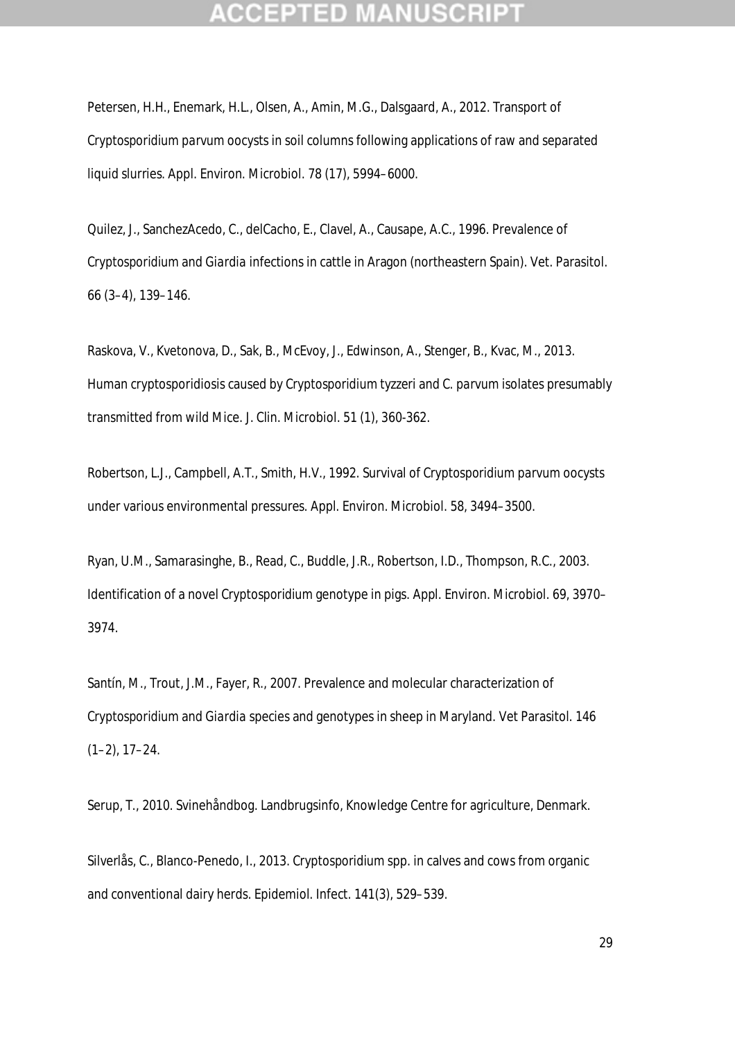Petersen, H.H., Enemark, H.L., Olsen, A., Amin, M.G., Dalsgaard, A., 2012. Transport of *Cryptosporidium parvum* oocysts in soil columns following applications of raw and separated liquid slurries. Appl. Environ. Microbiol. 78 (17), 5994–6000.

Quilez, J., SanchezAcedo, C., delCacho, E., Clavel, A., Causape, A.C., 1996. Prevalence of *Cryptosporidium* and *Giardia* infections in cattle in Aragon (northeastern Spain). Vet. Parasitol. 66 (3–4), 139–146.

Raskova, V., Kvetonova, D., Sak, B., McEvoy, J., Edwinson, A., Stenger, B., Kvac, M., 2013. Human cryptosporidiosis caused by *Cryptosporidium tyzzeri* and *C. parvum* isolates presumably transmitted from wild Mice. J. Clin. Microbiol. 51 (1), 360-362.

Robertson, L.J., Campbell, A.T., Smith, H.V., 1992. Survival of *Cryptosporidium parvum* oocysts under various environmental pressures. Appl. Environ. Microbiol. 58, 3494–3500.

Ryan, U.M., Samarasinghe, B., Read, C., Buddle, J.R., Robertson, I.D., Thompson, R.C., 2003. Identification of a novel *Cryptosporidium* genotype in pigs. Appl. Environ. Microbiol. 69, 3970–3974.

Santín, M., Trout, J.M., Fayer, R., 2007. Prevalence and molecular characterization of *Cryptosporidium* and *Giardia* species and genotypes in sheep in Maryland. Vet Parasitol. 146 (1–2), 17–24.

Serup, T., 2010. Svinehåndbog. Landbrugsinfo, Knowledge Centre for agriculture, Denmark.

Silverlås, C., Blanco-Penedo, I., 2013. *Cryptosporidium* spp. in calves and cows from organic and conventional dairy herds. Epidemiol. Infect. 141(3), 529–539.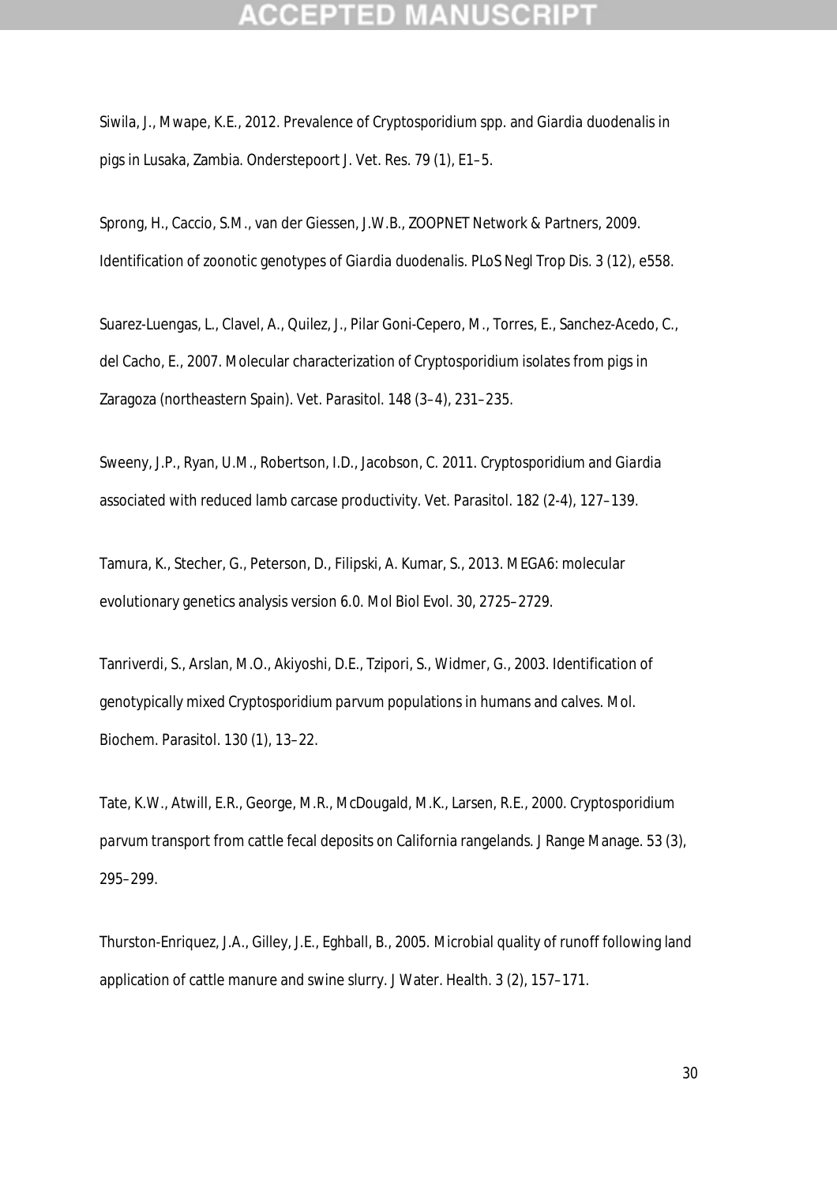Siwila, J., Mwape, K.E., 2012. Prevalence of *Cryptosporidium* spp. and *Giardia duodenalis* in pigs in Lusaka, Zambia. Onderstepoort J. Vet. Res. 79 (1), E1–5.

Sprong, H., Caccio, S.M., van der Giessen, J.W.B., ZOOPNET Network & Partners, 2009. Identification of zoonotic genotypes of *Giardia duodenalis*. PLoS Negl Trop Dis. 3 (12), e558.

Suarez-Luengas, L., Clavel, A., Quilez, J., Pilar Goni-Cepero, M., Torres, E., Sanchez-Acedo, C., del Cacho, E., 2007. Molecular characterization of *Cryptosporidium* isolates from pigs in Zaragoza (northeastern Spain). Vet. Parasitol. 148 (3–4), 231–235.

Sweeny, J.P., Ryan, U.M., Robertson, I.D., Jacobson, C. 2011. *Cryptosporidium* and *Giardia* associated with reduced lamb carcase productivity. Vet. Parasitol. 182 (2-4), 127–139.

Tamura, K., Stecher, G., Peterson, D., Filipski, A. Kumar, S., 2013. MEGA6: molecular evolutionary genetics analysis version 6.0. Mol Biol Evol. 30, 2725–2729.

Tanriverdi, S., Arslan, M.O., Akiyoshi, D.E., Tzipori, S., Widmer, G., 2003. Identification of genotypically mixed *Cryptosporidium parvum* populations in humans and calves. Mol. Biochem. Parasitol. 130 (1), 13–22.

Tate, K.W., Atwill, E.R., George, M.R., McDougald, M.K., Larsen, R.E., 2000. *Cryptosporidium parvum* transport from cattle fecal deposits on California rangelands. J Range Manage. 53 (3), 295–299.

Thurston-Enriquez, J.A., Gilley, J.E., Eghball, B., 2005. Microbial quality of runoff following land application of cattle manure and swine slurry. J Water. Health. 3 (2), 157–171.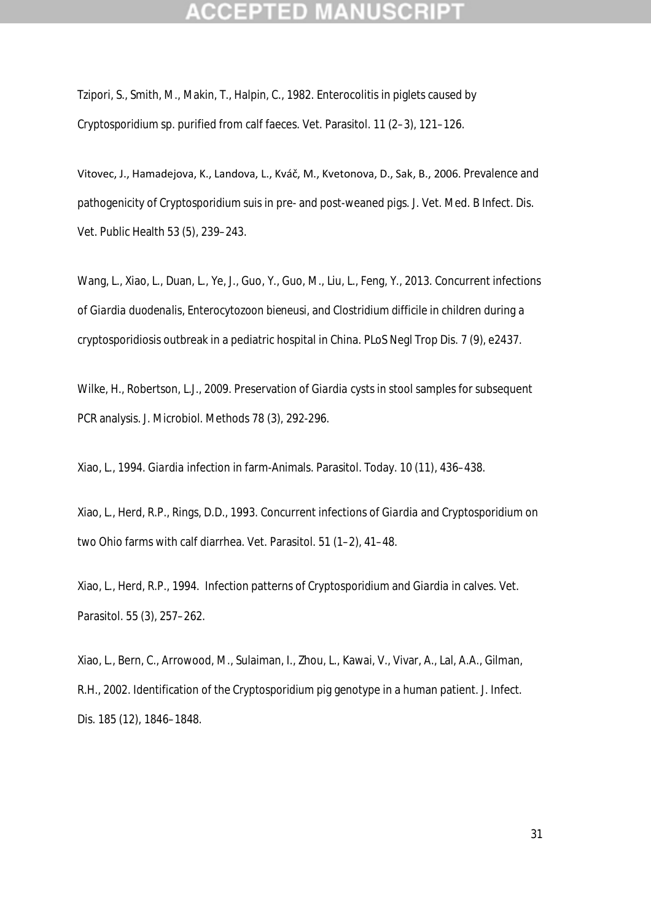Tzipori, S., Smith, M., Makin, T., Halpin, C., 1982. Enterocolitis in piglets caused by Cryptosporidium sp. purified from calf faeces. Vet. Parasitol. 11 (2–3), 121–126.

Vitovec, J., Hamadejova, K., Landova, L., Kváč, M., Kvetonova, D., Sak, B., 2006. Prevalence and pathogenicity of Cryptosporidium suis in pre- and post-weaned pigs. J. Vet. Med. B Infect. Dis. Vet. Public Health 53 (5), 239–243.

Wang, L., Xiao, L., Duan, L., Ye, J., Guo, Y., Guo, M., Liu, L., Feng, Y., 2013. Concurrent infections of *Giardia duodenalis*, Enterocytozoon bieneusi, and Clostridium difficile in children during a cryptosporidiosis outbreak in a pediatric hospital in China. PLoS Negl Trop Dis. 7 (9), e2437.

Wilke, H., Robertson, L.J., 2009. Preservation of *Giardia* cysts in stool samples for subsequent PCR analysis. J. Microbiol. Methods 78 (3), 292-296.

Xiao, L., 1994. *Giardia* infection in farm-Animals. Parasitol. Today. 10 (11), 436–438.

Xiao, L., Herd, R.P., Rings, D.D., 1993. Concurrent infections of *Giardia* and Cryptosporidium on two Ohio farms with calf diarrhea. Vet. Parasitol. 51 (1–2), 41–48.

Xiao, L., Herd, R.P., 1994. Infection patterns of Cryptosporidium and *Giardia* in calves. Vet. Parasitol. 55 (3), 257–262.

Xiao, L., Bern, C., Arrowood, M., Sulaiman, I., Zhou, L., Kawai, V., Vivar, A., Lal, A.A., Gilman, R.H., 2002. Identification of the Cryptosporidium pig genotype in a human patient. J. Infect. Dis. 185 (12), 1846–1848.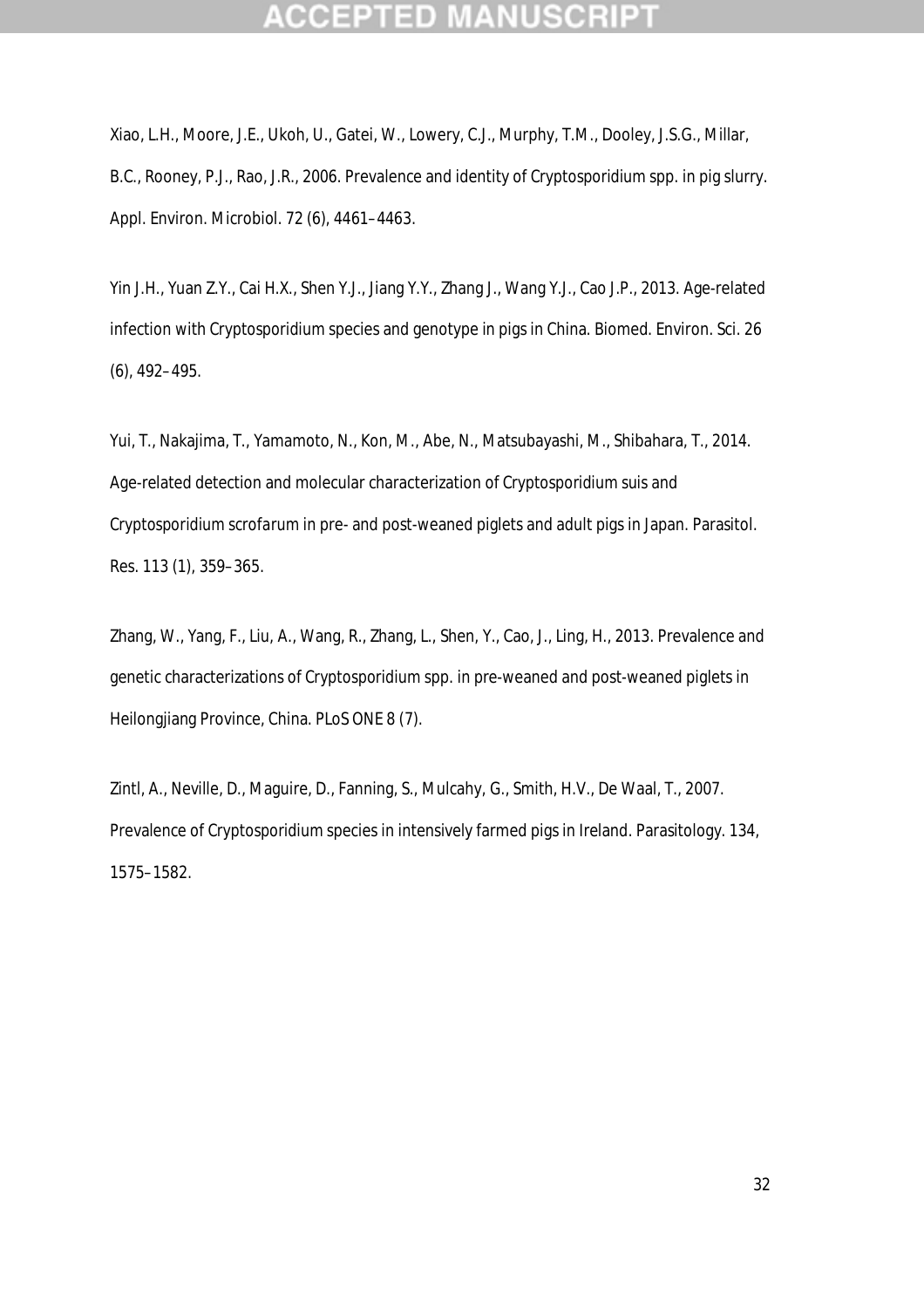Xiao, L.H., Moore, J.E., Ukoh, U., Gatei, W., Lowery, C.J., Murphy, T.M., Dooley, J.S.G., Millar, B.C., Rooney, P.J., Rao, J.R., 2006. Prevalence and identity of Cryptosporidium spp. in pig slurry. Appl. Environ. Microbiol. 72 (6), 4461–4463.

Yin J.H., Yuan Z.Y., Cai H.X., Shen Y.J., Jiang Y.Y., Zhang J., Wang Y.J., Cao J.P., 2013. Age-related infection with Cryptosporidium species and genotype in pigs in China. Biomed. Environ. Sci. 26 (6), 492–495.

Yui, T., Nakajima, T., Yamamoto, N., Kon, M., Abe, N., Matsubayashi, M., Shibahara, T., 2014. Age-related detection and molecular characterization of Cryptosporidium suis and Cryptosporidium scrofarum in pre- and post-weaned piglets and adult pigs in Japan. Parasitol. Res. 113 (1), 359–365.

Zhang, W., Yang, F., Liu, A., Wang, R., Zhang, L., Shen, Y., Cao, J., Ling, H., 2013. Prevalence and genetic characterizations of Cryptosporidium spp. in pre-weaned and post-weaned piglets in Heilongjiang Province, China. PLoS ONE 8 (7).

Zintl, A., Neville, D., Maguire, D., Fanning, S., Mulcahy, G., Smith, H.V., De Waal, T., 2007. Prevalence of Cryptosporidium species in intensively farmed pigs in Ireland. Parasitology. 134, 1575–1582.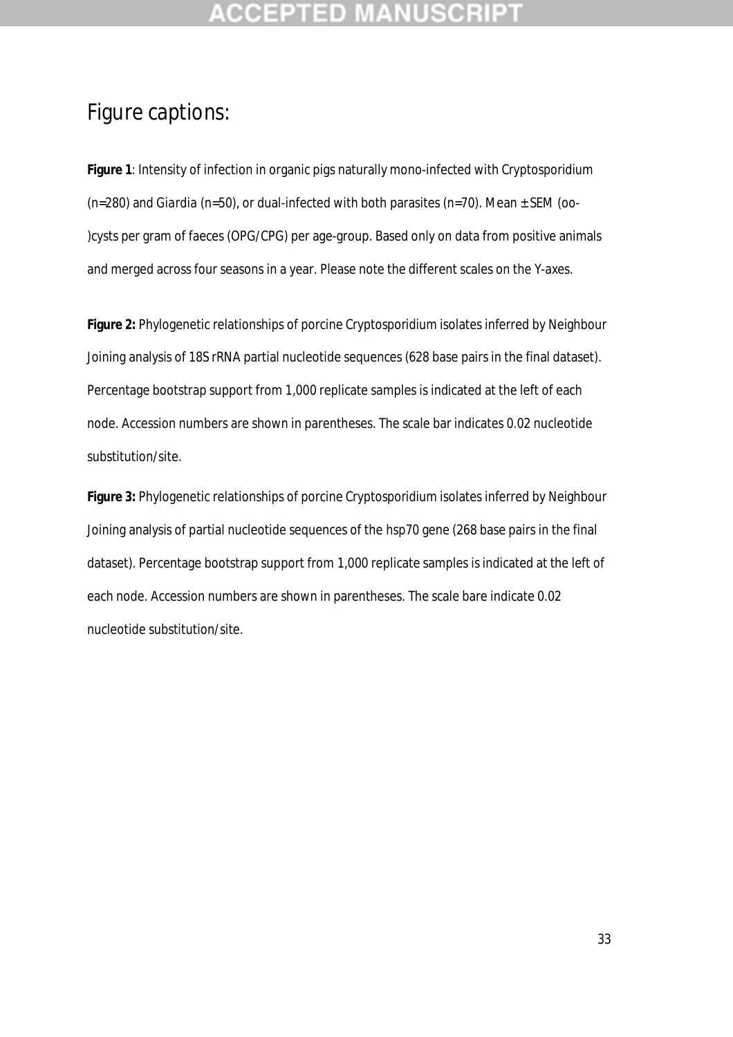# Figure captions:

**Figure 1**: Intensity of infection in organic pigs naturally mono-infected with Cryptosporidium (n=280) and *Giardia* (n=50), or dual-infected with both parasites (n=70). Mean ± SEM (oo-)cysts per gram of faeces (OPG/CPG) per age-group. Based only on data from positive animals and merged across four seasons in a year. Please note the different scales on the Y-axes.

**Figure 2:** Phylogenetic relationships of porcine Cryptosporidium isolates inferred by Neighbour Joining analysis of 18S rRNA partial nucleotide sequences (628 base pairs in the final dataset). Percentage bootstrap support from 1,000 replicate samples is indicated at the left of each node. Accession numbers are shown in parentheses. The scale bar indicates 0.02 nucleotide substitution/site.

**Figure 3:** Phylogenetic relationships of porcine Cryptosporidium isolates inferred by Neighbour Joining analysis of partial nucleotide sequences of the hsp70 gene (268 base pairs in the final dataset). Percentage bootstrap support from 1,000 replicate samples is indicated at the left of each node. Accession numbers are shown in parentheses. The scale bare indicate 0.02 nucleotide substitution/site.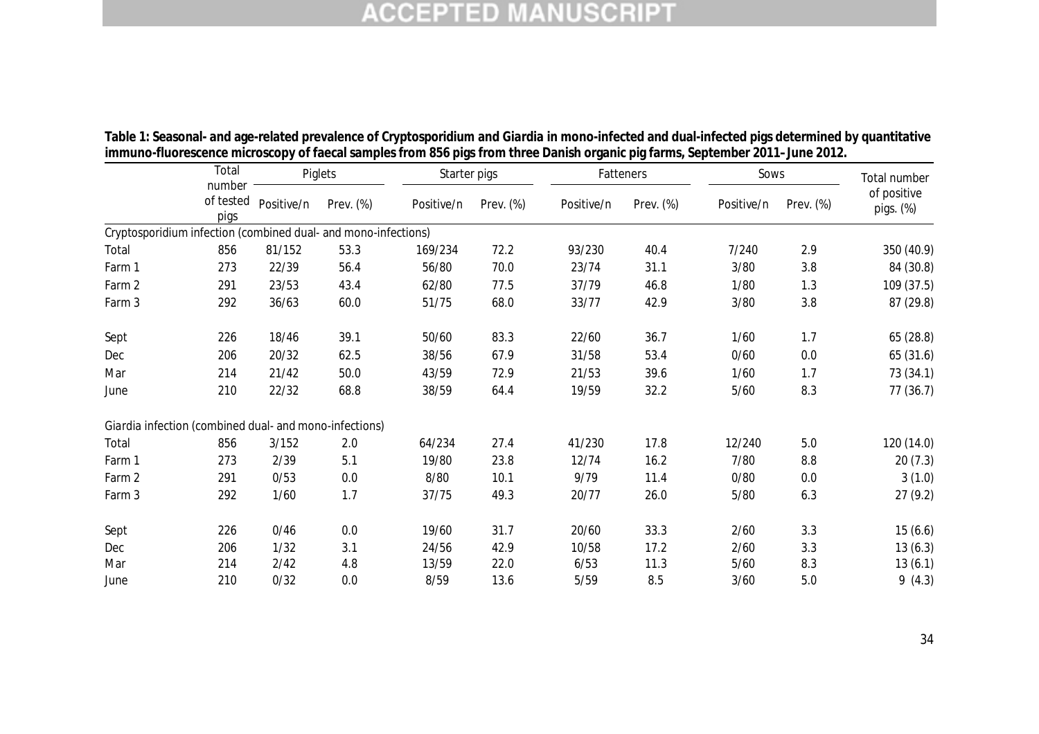**Table 1: Seasonal- and age-related prevalence of *Cryptosporidium* and *Giardia* in mono-infected and dual-infected pigs determined by quantitative immuno-fluorescence microscopy of faecal samples from 856 pigs from three Danish organic pig farms, September 2011–June 2012.**

| | Total number of tested pigs | Piglets | | Starter pigs | | Fatteners | | Sows | | Total number of positive pigs. (%) |
|---|---|---|---|---|---|---|---|---|---|---|
| | | Positive/n | Prev. (%) | Positive/n | Prev. (%) | Positive/n | Prev. (%) | Positive/n | Prev. (%) | |
| *Cryptosporidium* infection (combined dual- and mono-infections) | | | | | | | | | | |
| Total | 856 | 81/152 | 53.3 | 169/234 | 72.2 | 93/230 | 40.4 | 7/240 | 2.9 | 350 (40.9) |
| Farm 1 | 273 | 22/39 | 56.4 | 56/80 | 70.0 | 23/74 | 31.1 | 3/80 | 3.8 | 84 (30.8) |
| Farm 2 | 291 | 23/53 | 43.4 | 62/80 | 77.5 | 37/79 | 46.8 | 1/80 | 1.3 | 109 (37.5) |
| Farm 3 | 292 | 36/63 | 60.0 | 51/75 | 68.0 | 33/77 | 42.9 | 3/80 | 3.8 | 87 (29.8) |
| Sept | 226 | 18/46 | 39.1 | 50/60 | 83.3 | 22/60 | 36.7 | 1/60 | 1.7 | 65 (28.8) |
| Dec | 206 | 20/32 | 62.5 | 38/56 | 67.9 | 31/58 | 53.4 | 0/60 | 0.0 | 65 (31.6) |
| Mar | 214 | 21/42 | 50.0 | 43/59 | 72.9 | 21/53 | 39.6 | 1/60 | 1.7 | 73 (34.1) |
| June | 210 | 22/32 | 68.8 | 38/59 | 64.4 | 19/59 | 32.2 | 5/60 | 8.3 | 77 (36.7) |
| *Giardia* infection (combined dual- and mono-infections) | | | | | | | | | | |
| Total | 856 | 3/152 | 2.0 | 64/234 | 27.4 | 41/230 | 17.8 | 12/240 | 5.0 | 120 (14.0) |
| Farm 1 | 273 | 2/39 | 5.1 | 19/80 | 23.8 | 12/74 | 16.2 | 7/80 | 8.8 | 20 (7.3) |
| Farm 2 | 291 | 0/53 | 0.0 | 8/80 | 10.1 | 9/79 | 11.4 | 0/80 | 0.0 | 3 (1.0) |
| Farm 3 | 292 | 1/60 | 1.7 | 37/75 | 49.3 | 20/77 | 26.0 | 5/80 | 6.3 | 27 (9.2) |
| Sept | 226 | 0/46 | 0.0 | 19/60 | 31.7 | 20/60 | 33.3 | 2/60 | 3.3 | 15 (6.6) |
| Dec | 206 | 1/32 | 3.1 | 24/56 | 42.9 | 10/58 | 17.2 | 2/60 | 3.3 | 13 (6.3) |
| Mar | 214 | 2/42 | 4.8 | 13/59 | 22.0 | 6/53 | 11.3 | 5/60 | 8.3 | 13 (6.1) |
| June | 210 | 0/32 | 0.0 | 8/59 | 13.6 | 5/59 | 8.5 | 3/60 | 5.0 | 9 (4.3) |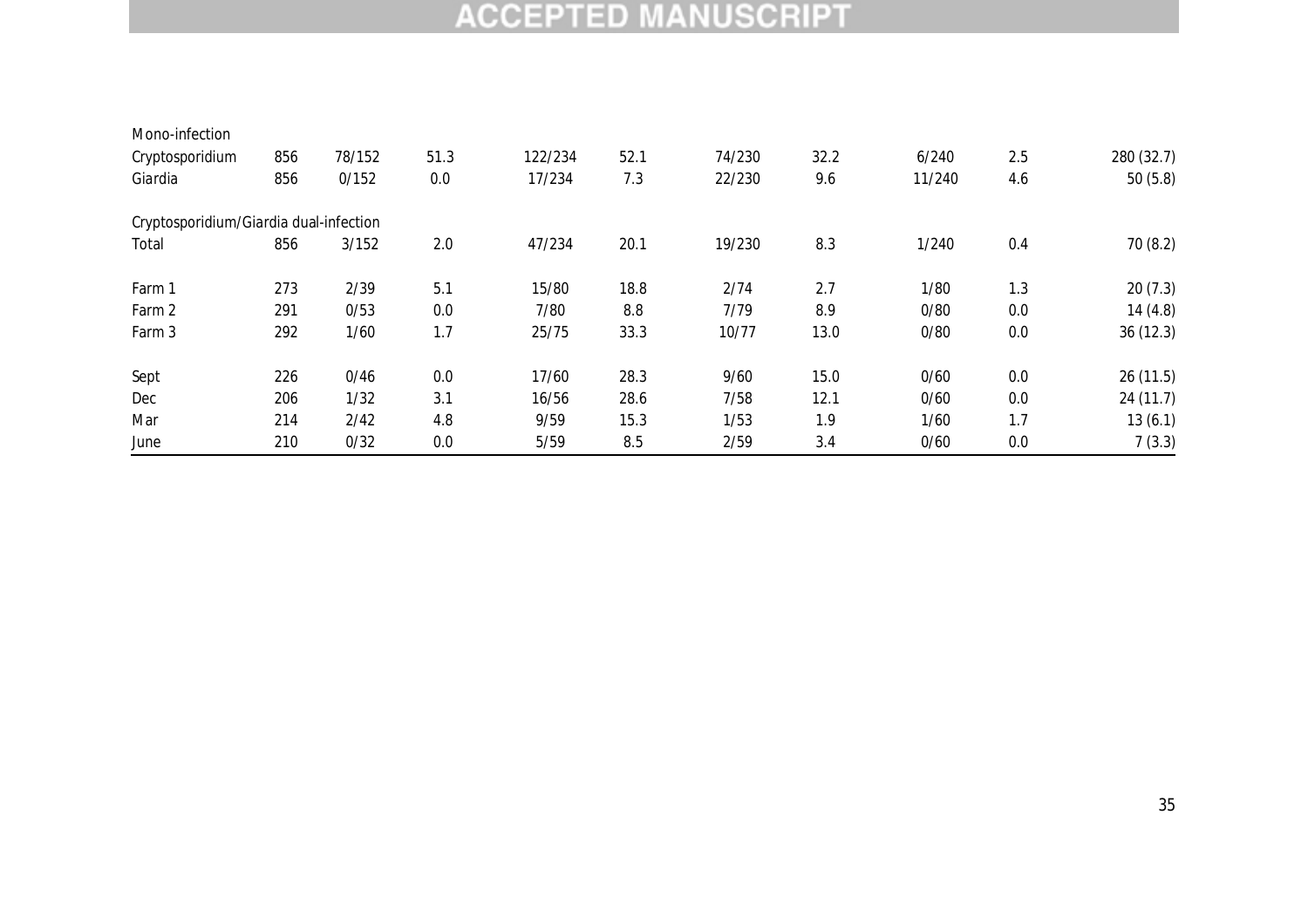| | | | | | | | | | | |
|---|---|---|---|---|---|---|---|---|---|---|
| Mono-infection | | | | | | | | | | |
| Cryptosporidium | 856 | 78/152 | 51.3 | 122/234 | 52.1 | 74/230 | 32.2 | 6/240 | 2.5 | 280 (32.7) |
| Giardia | 856 | 0/152 | 0.0 | 17/234 | 7.3 | 22/230 | 9.6 | 11/240 | 4.6 | 50 (5.8) |
| | | | | | | | | | | |
| Cryptosporidium/Giardia dual-infection | | | | | | | | | | |
| Total | 856 | 3/152 | 2.0 | 47/234 | 20.1 | 19/230 | 8.3 | 1/240 | 0.4 | 70 (8.2) |
| | | | | | | | | | | |
| Farm 1 | 273 | 2/39 | 5.1 | 15/80 | 18.8 | 2/74 | 2.7 | 1/80 | 1.3 | 20 (7.3) |
| Farm 2 | 291 | 0/53 | 0.0 | 7/80 | 8.8 | 7/79 | 8.9 | 0/80 | 0.0 | 14 (4.8) |
| Farm 3 | 292 | 1/60 | 1.7 | 25/75 | 33.3 | 10/77 | 13.0 | 0/80 | 0.0 | 36 (12.3) |
| | | | | | | | | | | |
| Sept | 226 | 0/46 | 0.0 | 17/60 | 28.3 | 9/60 | 15.0 | 0/60 | 0.0 | 26 (11.5) |
| Dec | 206 | 1/32 | 3.1 | 16/56 | 28.6 | 7/58 | 12.1 | 0/60 | 0.0 | 24 (11.7) |
| Mar | 214 | 2/42 | 4.8 | 9/59 | 15.3 | 1/53 | 1.9 | 1/60 | 1.7 | 13 (6.1) |
| June | 210 | 0/32 | 0.0 | 5/59 | 8.5 | 2/59 | 3.4 | 0/60 | 0.0 | 7 (3.3) |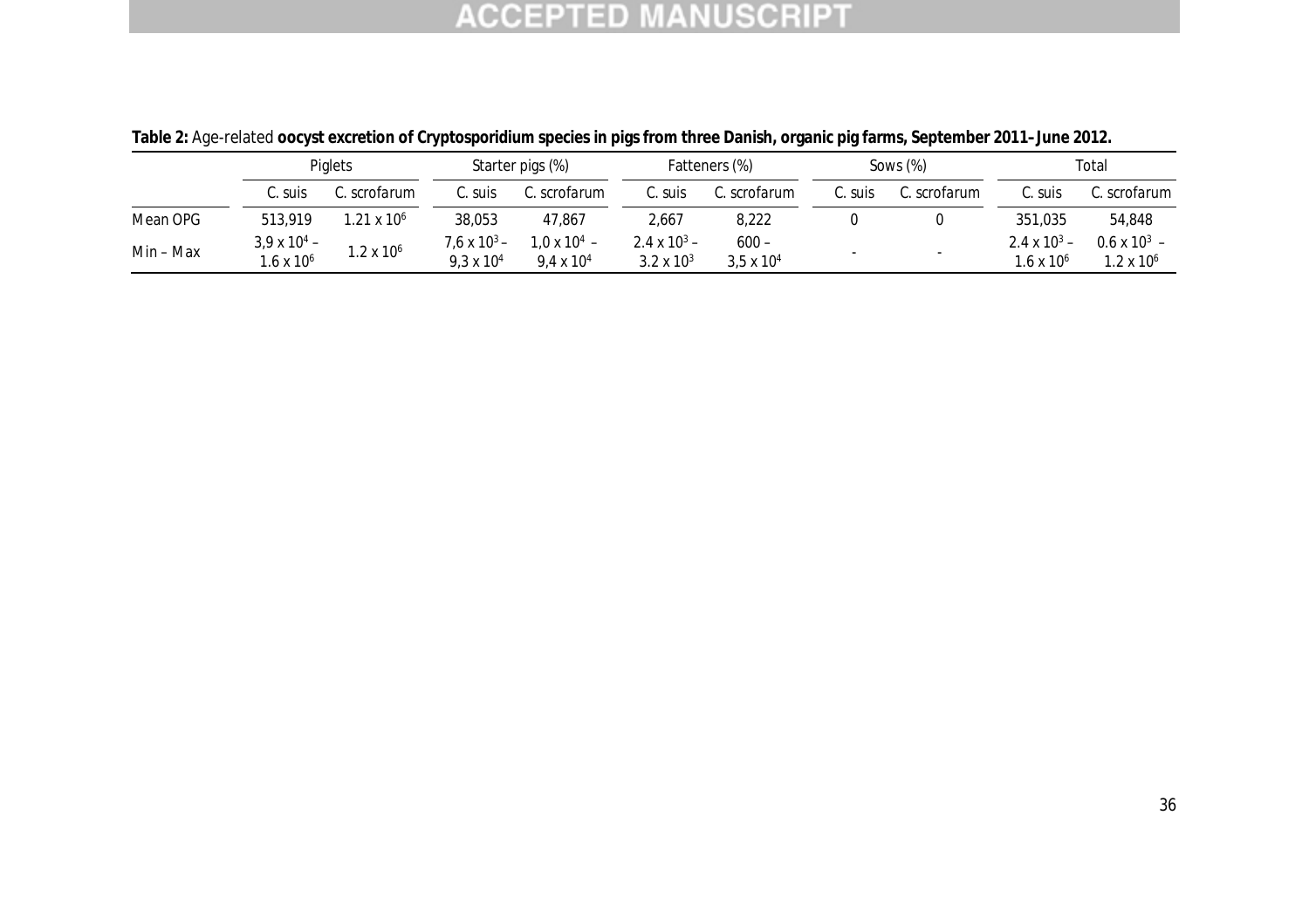**Table 2:** Age-related **oocyst excretion of Cryptosporidium species in pigs from three Danish, organic pig farms, September 2011–June 2012.**

| | Piglets | | Starter pigs (%) | | Fatteners (%) | | Sows (%) | | Total | |
|---|---|---|---|---|---|---|---|---|---|---|
| | C. suis | C. scrofarum | C. suis | C. scrofarum | C. suis | C. scrofarum | C. suis | C. scrofarum | C. suis | C. scrofarum |
| Mean OPG | 513,919 | $1.21 \times 10^6$ | 38,053 | 47,867 | 2,667 | 8,222 | 0 | 0 | 351,035 | 54,848 |
| Min – Max | $3{,}9 \times 10^4$ – $1.6 \times 10^6$ | $1.2 \times 10^6$ | $7{,}6 \times 10^3$ – $9{,}3 \times 10^4$ | $1{,}0 \times 10^4$ – $9{,}4 \times 10^4$ | $2.4 \times 10^3$ – $3.2 \times 10^3$ | 600 – $3{,}5 \times 10^4$ | - | - | $2.4 \times 10^3$ – $1.6 \times 10^6$ | $0.6 \times 10^3$ – $1.2 \times 10^6$ |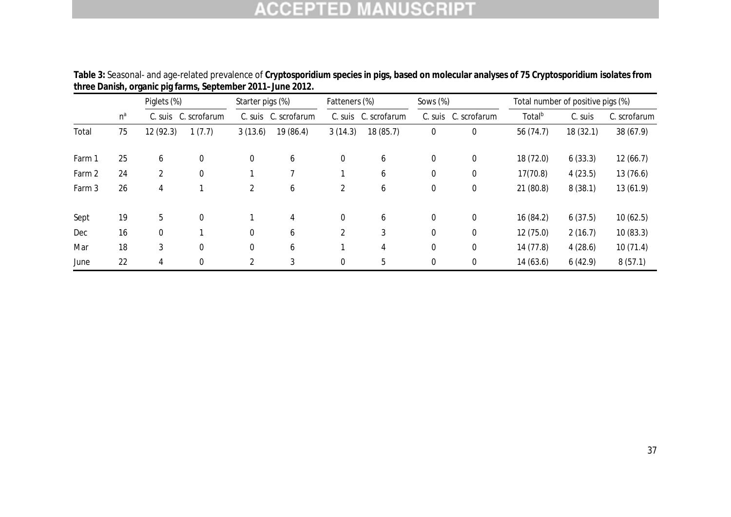**Table 3:** Seasonal- and age-related prevalence of **Cryptosporidium species in pigs, based on molecular analyses of 75 Cryptosporidium isolates from three Danish, organic pig farms, September 2011–June 2012.**

| | | Piglets (%) | | Starter pigs (%) | | Fatteners (%) | | Sows (%) | | Total number of positive pigs (%) | | |
|---|---|---|---|---|---|---|---|---|---|---|---|---|
| | n[a] | C. suis | C. scrofarum | C. suis | C. scrofarum | C. suis | C. scrofarum | C. suis | C. scrofarum | Total[b] | C. suis | C. scrofarum |
| Total | 75 | 12 (92.3) | 1 (7.7) | 3 (13.6) | 19 (86.4) | 3 (14.3) | 18 (85.7) | 0 | 0 | 56 (74.7) | 18 (32.1) | 38 (67.9) |
| Farm 1 | 25 | 6 | 0 | 0 | 6 | 0 | 6 | 0 | 0 | 18 (72.0) | 6 (33.3) | 12 (66.7) |
| Farm 2 | 24 | 2 | 0 | 1 | 7 | 1 | 6 | 0 | 0 | 17(70.8) | 4 (23.5) | 13 (76.6) |
| Farm 3 | 26 | 4 | 1 | 2 | 6 | 2 | 6 | 0 | 0 | 21 (80.8) | 8 (38.1) | 13 (61.9) |
| Sept | 19 | 5 | 0 | 1 | 4 | 0 | 6 | 0 | 0 | 16 (84.2) | 6 (37.5) | 10 (62.5) |
| Dec | 16 | 0 | 1 | 0 | 6 | 2 | 3 | 0 | 0 | 12 (75.0) | 2 (16.7) | 10 (83.3) |
| Mar | 18 | 3 | 0 | 0 | 6 | 1 | 4 | 0 | 0 | 14 (77.8) | 4 (28.6) | 10 (71.4) |
| June | 22 | 4 | 0 | 2 | 3 | 0 | 5 | 0 | 0 | 14 (63.6) | 6 (42.9) | 8 (57.1) |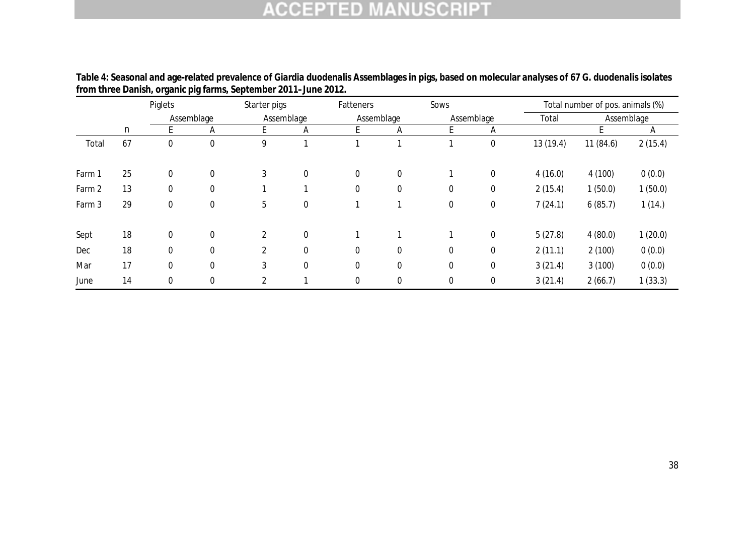**Table 4: Seasonal and age-related prevalence of *Giardia duodenalis* Assemblages in pigs, based on molecular analyses of 67 *G. duodenalis* isolates from three Danish, organic pig farms, September 2011–June 2012.**

| | | Piglets | | Starter pigs | | Fatteners | | Sows | | Total number of pos. animals (%) | | |
|---|---|---|---|---|---|---|---|---|---|---|---|---|
| | | Assemblage | | Assemblage | | Assemblage | | Assemblage | | Total | Assemblage | |
| | n | E | A | E | A | E | A | E | A | | E | A |
| Total | 67 | 0 | 0 | 9 | 1 | 1 | 1 | 1 | 0 | 13 (19.4) | 11 (84.6) | 2 (15.4) |
| Farm 1 | 25 | 0 | 0 | 3 | 0 | 0 | 0 | 1 | 0 | 4 (16.0) | 4 (100) | 0 (0.0) |
| Farm 2 | 13 | 0 | 0 | 1 | 1 | 0 | 0 | 0 | 0 | 2 (15.4) | 1 (50.0) | 1 (50.0) |
| Farm 3 | 29 | 0 | 0 | 5 | 0 | 1 | 1 | 0 | 0 | 7 (24.1) | 6 (85.7) | 1 (14.) |
| Sept | 18 | 0 | 0 | 2 | 0 | 1 | 1 | 1 | 0 | 5 (27.8) | 4 (80.0) | 1 (20.0) |
| Dec | 18 | 0 | 0 | 2 | 0 | 0 | 0 | 0 | 0 | 2 (11.1) | 2 (100) | 0 (0.0) |
| Mar | 17 | 0 | 0 | 3 | 0 | 0 | 0 | 0 | 0 | 3 (21.4) | 3 (100) | 0 (0.0) |
| June | 14 | 0 | 0 | 2 | 1 | 0 | 0 | 0 | 0 | 3 (21.4) | 2 (66.7) | 1 (33.3) |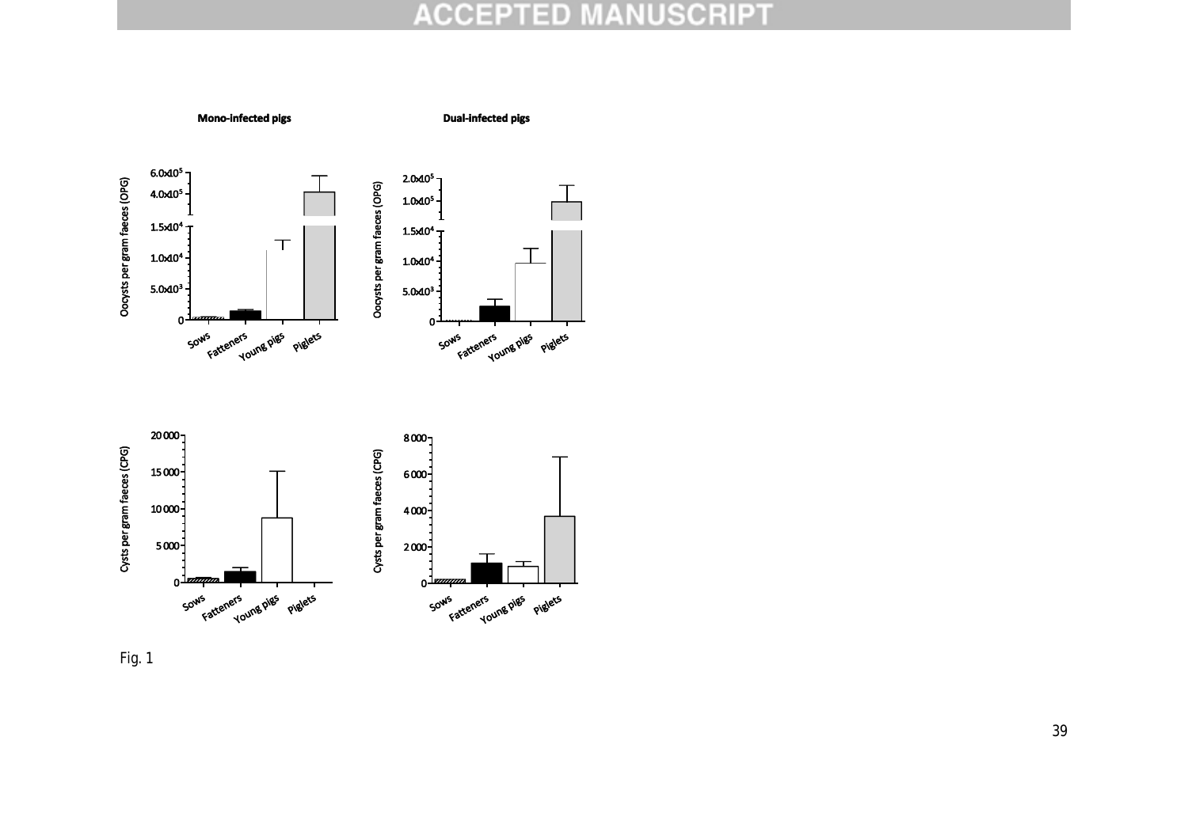Fig. 1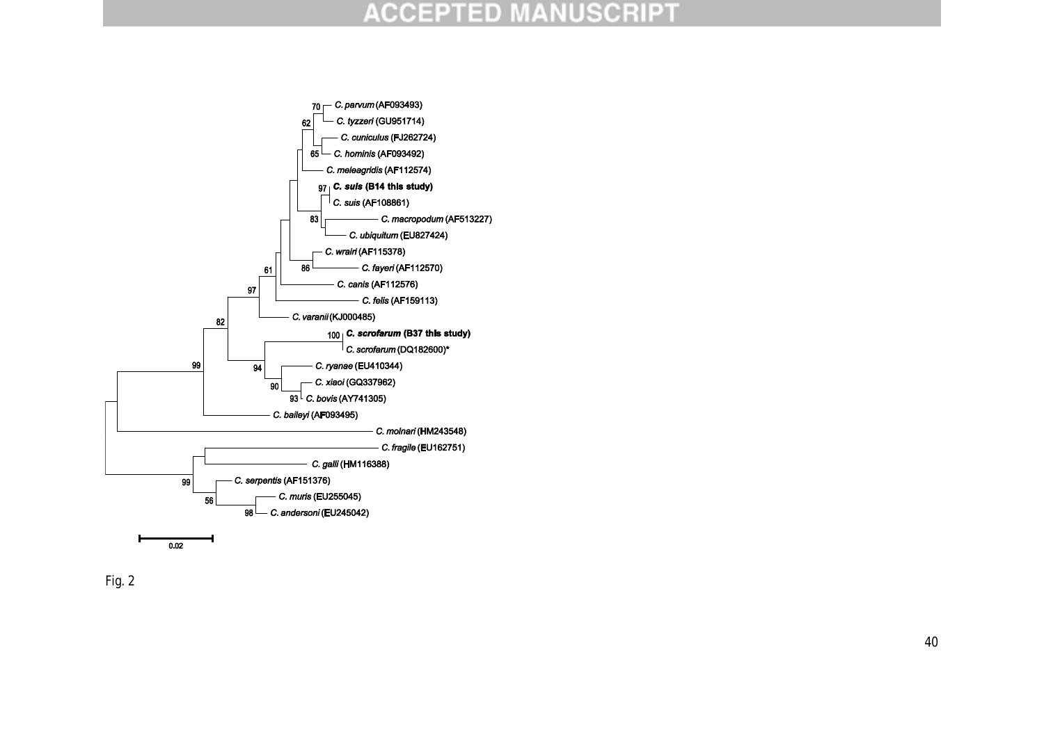Fig. 2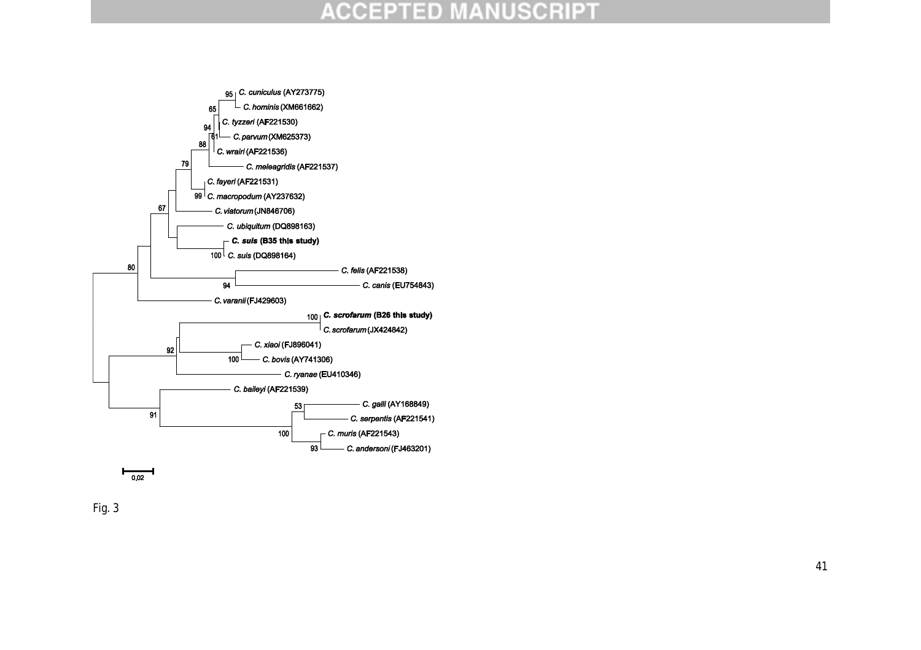95
C. cuniculus (AY273775)
65
C. hominis (XM661662)
94
C. tyzzeri (AF221530)
61
C. parvum (XM625373)
88
C. wrairi (AF221536)
79
C. meleagridis (AF221537)
C. fayeri (AF221531)
99
C. macropodum (AY237632)
67
C. viatorum (JN846706)
C. ubiquitum (DQ898163)
**C. suis (B35 this study)**
100
C. suis (DQ898164)
80
C. felis (AF221538)
94
C. canis (EU754843)
C. varanii (FJ429603)
100
**C. scrofarum (B26 this study)**
C. scrofarum (JX424842)
92
C. xiaoi (FJ896041)
100
C. bovis (AY741306)
C. ryanae (EU410346)
C. baileyi (AF221539)
91
53
C. galli (AY168849)
C. serpentis (AF221541)
100
C. muris (AF221543)
93
C. andersoni (FJ463201)

0.02

Fig. 3